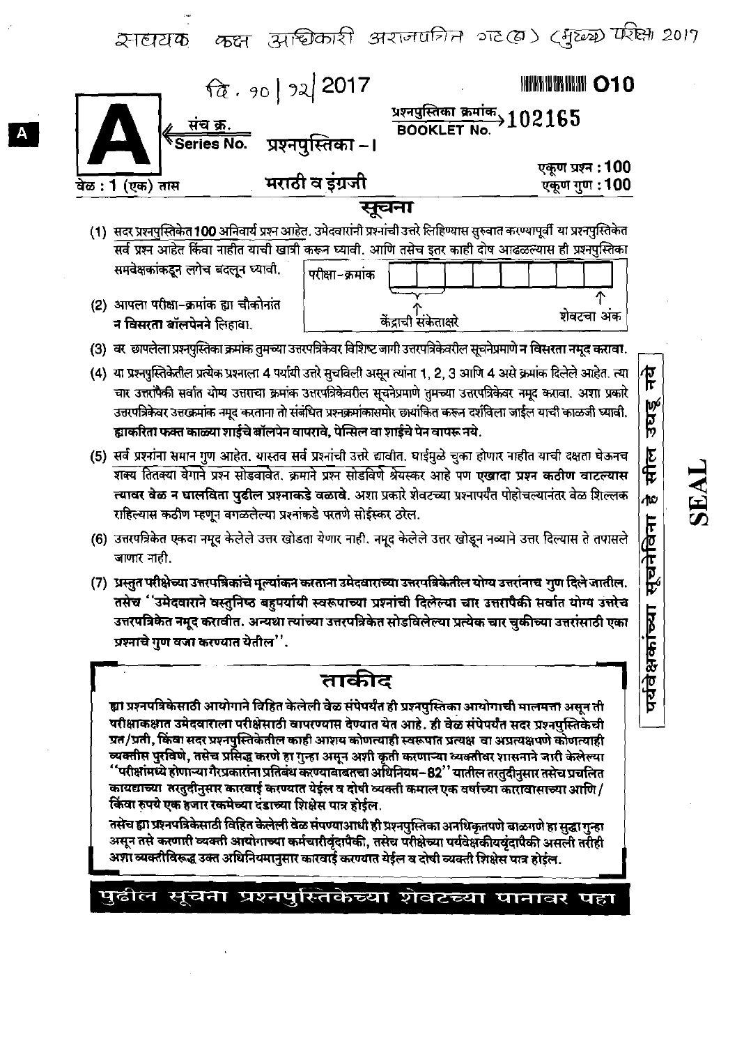सहायक कक्ष अधिकारी अराजपत्रित गट (ब) (मुख्य) परीक्षा 2017

दि. 10/12/2017

O10

**A** संच क्र. Series No.

प्रश्नपुस्तिका – I

प्रश्नपुस्तिका क्रमांक BOOKLET No. 102165

वेळ : 1 (एक) तास

मराठी व इंग्रजी

एकूण प्रश्न : 100

एकूण गुण : 100

## सूचना

(1) सदर प्रश्नपुस्तिकेत **100** अनिवार्य प्रश्न आहेत. उमेदवारांनी प्रश्नांची उत्तरे लिहिण्यास सुरुवात करण्यापूर्वी या प्रश्नपुस्तिकेत सर्व प्रश्न आहेत किंवा नाहीत याची खात्री करून घ्यावी. आणि तसेच इतर काही दोष आढळल्यास ही प्रश्नपुस्तिका समवेक्षकांकडून लगेच बदलून घ्यावी.

(2) आपला परीक्षा-क्रमांक ह्या चौकोनांत **न विसरता बॉलपेनने** लिहावा.

परीक्षा-क्रमांक

केंद्राची संकेताक्षरे | शेवटचा अंक

(3) वर छापलेला प्रश्नपुस्तिका क्रमांक तुमच्या उत्तरपत्रिकेवर विशिष्ट जागी उत्तरपत्रिकेवरील सूचनेप्रमाणे **न विसरता नमूद करावा.**

(4) या प्रश्नपुस्तिकेतील प्रत्येक प्रश्नाला 4 पर्यायी उत्तरे सुचविली असून त्यांना 1, 2, 3 आणि 4 असे क्रमांक दिलेले आहेत. त्या चार उत्तरांपैकी सर्वात योग्य उत्तराचा क्रमांक उत्तरपत्रिकेवरील सूचनेप्रमाणे तुमच्या उत्तरपत्रिकेवर नमूद करावा. अशा प्रकारे उत्तरपत्रिकेवर उत्तरक्रमांक नमूद करताना तो संबंधित प्रश्नक्रमांकासमोर छायांकित करून दर्शविला जाईल याची काळजी घ्यावी. **ह्याकरिता फक्त काळ्या शाईचे बॉलपेन वापरावे, पेन्सिल वा शाईचे पेन वापरू नये.**

(5) सर्व प्रश्नांना समान गुण आहेत. यास्तव सर्व प्रश्नांची उत्तरे द्यावीत. घाईमुळे चुका होणार नाहीत याची दक्षता घेऊनच शक्य तितक्या वेगाने प्रश्न सोडवावेत. क्रमाने प्रश्न सोडविणे श्रेयस्कर आहे पण **एखादा प्रश्न कठीण वाटल्यास त्यावर वेळ न घालविता पुढील प्रश्नाकडे वळावे.** अशा प्रकारे शेवटच्या प्रश्नापर्यंत पोहोचल्यानंतर वेळ शिल्लक राहिल्यास कठीण म्हणून वगळलेल्या प्रश्नांकडे परतणे सोईस्कर ठरेल.

(6) उत्तरपत्रिकेत एकदा नमूद केलेले उत्तर खोडता येणार नाही. नमूद केलेले उत्तर खोडून नव्याने उत्तर दिल्यास ते तपासले जाणार नाही.

(7) **प्रस्तुत परीक्षेच्या उत्तरपत्रिकांचे मूल्यांकन करताना उमेदवाराच्या उत्तरपत्रिकेतील योग्य उत्तरांनाच गुण दिले जातील. तसेच ''उमेदवाराने वस्तुनिष्ठ बहुपर्यायी स्वरूपाच्या प्रश्नांची दिलेल्या चार उत्तरापैकी सर्वात योग्य उत्तरेच उत्तरपत्रिकेत नमूद करावीत. अन्यथा त्यांच्या उत्तरपत्रिकेत सोडविलेल्या प्रत्येक चार चुकीच्या उत्तरांसाठी एका प्रश्नाचे गुण वजा करण्यात येतील''.**

पर्यवेक्षकांच्या सूचनेविना हे सील उघडू नये

SEAL

## ताकीद

**ह्या प्रश्नपत्रिकेसाठी आयोगाने विहित केलेली वेळ संपेपर्यंत ही प्रश्नपुस्तिका आयोगाची मालमत्ता असून ती परीक्षाकक्षात उमेदवाराला परीक्षेसाठी वापरण्यास देण्यात येत आहे. ही वेळ संपेपर्यंत सदर प्रश्नपुस्तिकेची प्रत/प्रती, किंवा सदर प्रश्नपुस्तिकेतील काही आशय कोणत्याही स्वरूपात प्रत्यक्ष वा अप्रत्यक्षपणे कोणत्याही व्यक्तीस पुरविणे, तसेच प्रसिद्ध करणे हा गुन्हा असून अशी कृती करणाऱ्या व्यक्तीवर शासनाने जारी केलेल्या ''परीक्षांमध्ये होणाऱ्या गैरप्रकारांना प्रतिबंध करण्याबाबतचा अधिनियम–82'' यातील तरतुदीनुसार तसेच प्रचलित कायद्याच्या तरतुदीनुसार कारवाई करण्यात येईल व दोषी व्यक्ती कमाल एक वर्षाच्या कारावासाच्या आणि/किंवा रुपये एक हजार रकमेच्या दंडाच्या शिक्षेस पात्र होईल.**

**तसेच ह्या प्रश्नपत्रिकेसाठी विहित केलेली वेळ संपण्याआधी ही प्रश्नपुस्तिका अनधिकृतपणे बाळगणे हा सुद्धा गुन्हा असून तसे करणारी व्यक्ती आयोगाच्या कर्मचारीवृंदापैकी, तसेच परीक्षेच्या पर्यवेक्षकीयवृंदापैकी असली तरीही अशा व्यक्तीविरुद्ध उक्त अधिनियमानुसार कारवाई करण्यात येईल व दोषी व्यक्ती शिक्षेस पात्र होईल.**

**पुढील सूचना प्रश्नपुस्तिकेच्या शेवटच्या पानावर पहा**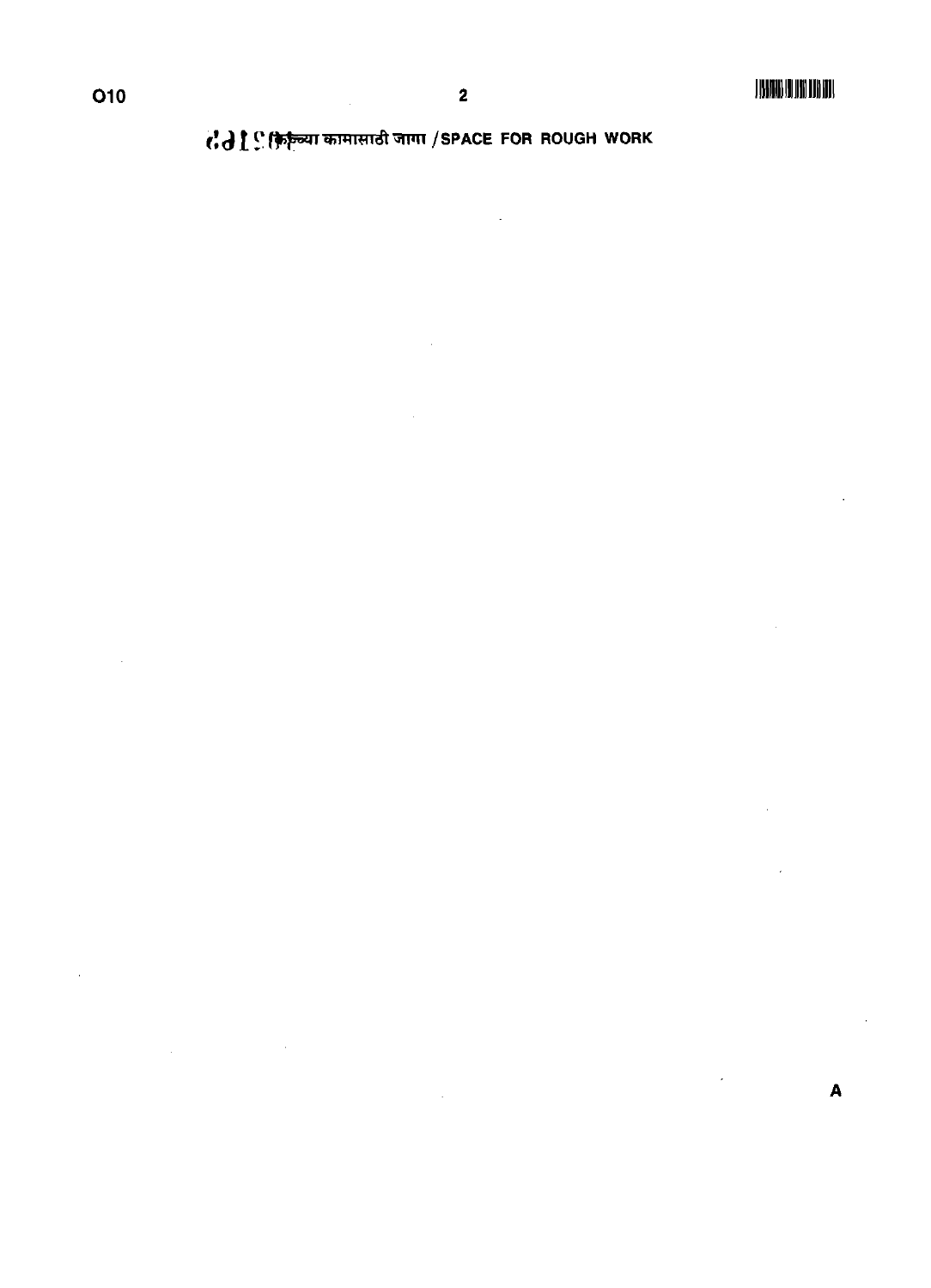कच्च्या कामासाठी जागा /SPACE FOR ROUGH WORK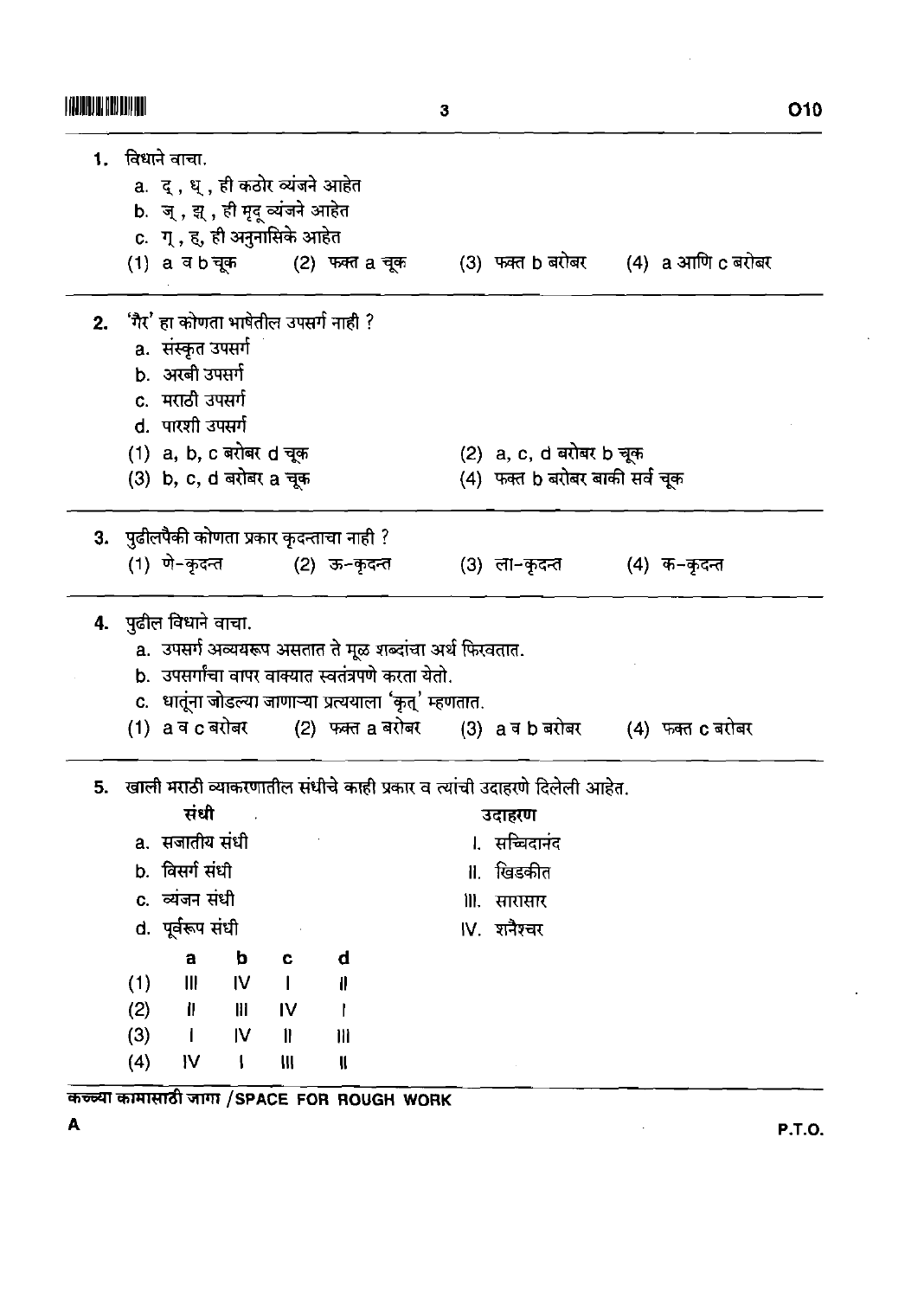1. विधाने वाचा.
   a. द् , ध् , ही कठोर व्यंजने आहेत
   b. ज् , झ् , ही मृदू व्यंजने आहेत
   c. ग् , ह, ही अनुनासिके आहेत
   (1) a व b चूक (2) फक्त a चूक (3) फक्त b बरोबर (4) a आणि c बरोबर

2. 'गैर' हा कोणता भाषेतील उपसर्ग नाही ?
   a. संस्कृत उपसर्ग
   b. अरबी उपसर्ग
   c. मराठी उपसर्ग
   d. पारशी उपसर्ग
   (1) a, b, c बरोबर d चूक (2) a, c, d बरोबर b चूक
   (3) b, c, d बरोबर a चूक (4) फक्त b बरोबर बाकी सर्व चूक

3. पुढीलपैकी कोणता प्रकार कृदन्ताचा नाही ?
   (1) णे-कृदन्त (2) ऊ-कृदन्त (3) ला-कृदन्त (4) क-कृदन्त

4. पुढील विधाने वाचा.
   a. उपसर्ग अव्ययरूप असतात ते मूळ शब्दांचा अर्थ फिरवतात.
   b. उपसर्गांचा वापर वाक्यात स्वतंत्रपणे करता येतो.
   c. धातूंना जोडल्या जाणाऱ्या प्रत्ययाला 'कृत्' म्हणतात.
   (1) a व c बरोबर (2) फक्त a बरोबर (3) a व b बरोबर (4) फक्त c बरोबर

5. खाली मराठी व्याकरणातील संधीचे काही प्रकार व त्यांची उदाहरणे दिलेली आहेत.

| संधी | उदाहरण |
|---|---|
| a. सजातीय संधी | I. सच्चिदानंद |
| b. विसर्ग संधी | II. खिडकीत |
| c. व्यंजन संधी | III. सारासार |
| d. पूर्वरूप संधी | IV. शनैश्चर |

|  | a | b | c | d |
|---|---|---|---|---|
| (1) | III | IV | I | II |
| (2) | II | III | IV | I |
| (3) | I | IV | II | III |
| (4) | IV | I | III | II |

कच्च्या कामासाठी जागा /SPACE FOR ROUGH WORK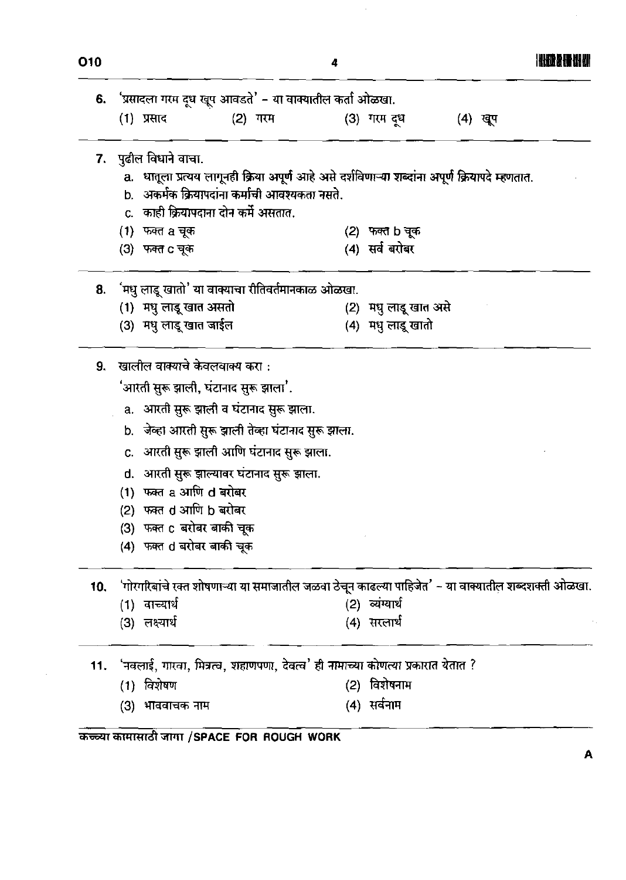6. 'प्रसादला गरम दूध खूप आवडते' – या वाक्यातील कर्ता ओळखा.

   (1) प्रसाद (2) गरम (3) गरम दूध (4) खूप

7. पुढील विधाने वाचा.

   a. धातूला प्रत्यय लागूनही क्रिया अपूर्ण आहे असे दर्शविणाऱ्या शब्दांना अपूर्ण क्रियापदे म्हणतात.

   b. अकर्मक क्रियापदांना कर्माची आवश्यकता नसते.

   c. काही क्रियापदाना दोन कर्मे असतात.

   (1) फक्त a चूक (2) फक्त b चूक

   (3) फक्त c चूक (4) सर्व बरोबर

8. 'मधु लाडू खातो' या वाक्याचा रीतिवर्तमानकाळ ओळखा.

   (1) मधु लाडू खात असतो (2) मधु लाडू खात असे

   (3) मधु लाडू खात जाईल (4) मधु लाडू खातो

9. खालील वाक्याचे केवलवाक्य करा :

   'आरती सुरू झाली, घंटानाद सुरू झाला'.

   a. आरती सुरू झाली व घंटानाद सुरू झाला.

   b. जेव्हा आरती सुरू झाली तेव्हा घंटानाद सुरू झाला.

   c. आरती सुरू झाली आणि घंटानाद सुरू झाला.

   d. आरती सुरू झाल्यावर घंटानाद सुरू झाला.

   (1) फक्त a आणि d बरोबर

   (2) फक्त d आणि b बरोबर

   (3) फक्त c बरोबर बाकी चूक

   (4) फक्त d बरोबर बाकी चूक

10. 'गोरगरिबांचे रक्त शोषणाऱ्या या समाजातील जळवा ठेचून काढल्या पाहिजेत' – या वाक्यातील शब्दशक्ती ओळखा.

    (1) वाच्यार्थ (2) व्यंग्यार्थ

    (3) लक्ष्यार्थ (4) सरलार्थ

11. 'नवलाई, गारवा, मित्रत्व, शहाणपणा, देवत्व' ही नामाच्या कोणत्या प्रकारात येतात ?

    (1) विशेषण (2) विशेषनाम

    (3) भाववाचक नाम (4) सर्वनाम

कच्च्या कामासाठी जागा /SPACE FOR ROUGH WORK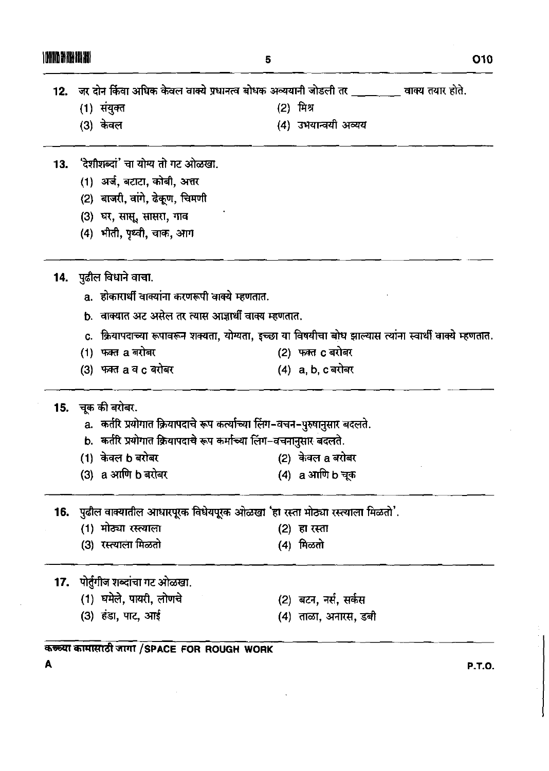12. जर दोन किंवा अधिक केवल वाक्ये प्रधानत्व बोधक अव्ययानी जोडली तर ________ वाक्य तयार होते.

(1) संयुक्त
(2) मिश्र
(3) केवल
(4) उभयान्वयी अव्यय

13. 'देशीशब्दां' चा योग्य तो गट ओळखा.

(1) अर्ज, बटाटा, कोबी, अत्तर
(2) बाजरी, वांगे, ढेकूण, चिमणी
(3) घर, सासू, सासरा, गाव
(4) भीती, पृथ्वी, चाक, आग

14. पुढील विधाने वाचा.

a. होकारार्थी वाक्यांना करणरूपी वाक्ये म्हणतात.
b. वाक्यात अट असेल तर त्यास आज्ञार्थी वाक्य म्हणतात.
c. क्रियापदाच्या रूपावरून शक्यता, योग्यता, इच्छा या विषयीचा बोध झाल्यास त्यांना स्वार्थी वाक्ये म्हणतात.

(1) फक्त a बरोबर
(2) फक्त c बरोबर
(3) फक्त a व c बरोबर
(4) a, b, c बरोबर

15. चूक की बरोबर.

a. कर्तरि प्रयोगात क्रियापदाचे रूप कर्त्याच्या लिंग-वचन-पुरुषानुसार बदलते.
b. कर्तरि प्रयोगात क्रियापदाचे रूप कर्माच्या लिंग-वचनानुसार बदलते.

(1) केवल b बरोबर
(2) केवल a बरोबर
(3) a आणि b बरोबर
(4) a आणि b चूक

16. पुढील वाक्यातील आधारपूरक विधेयपूरक ओळखा 'हा रस्ता मोठ्या रस्त्याला मिळतो'.

(1) मोठ्या रस्त्याला
(2) हा रस्ता
(3) रस्त्याला मिळतो
(4) मिळतो

17. पोर्तुगीज शब्दांचा गट ओळखा.

(1) घमेले, पायरी, लोणचे
(2) बटन, नर्स, सर्कस
(3) हंडा, पाट, आई
(4) ताळा, अनारस, डबी

कच्च्या कामासाठी जागा /SPACE FOR ROUGH WORK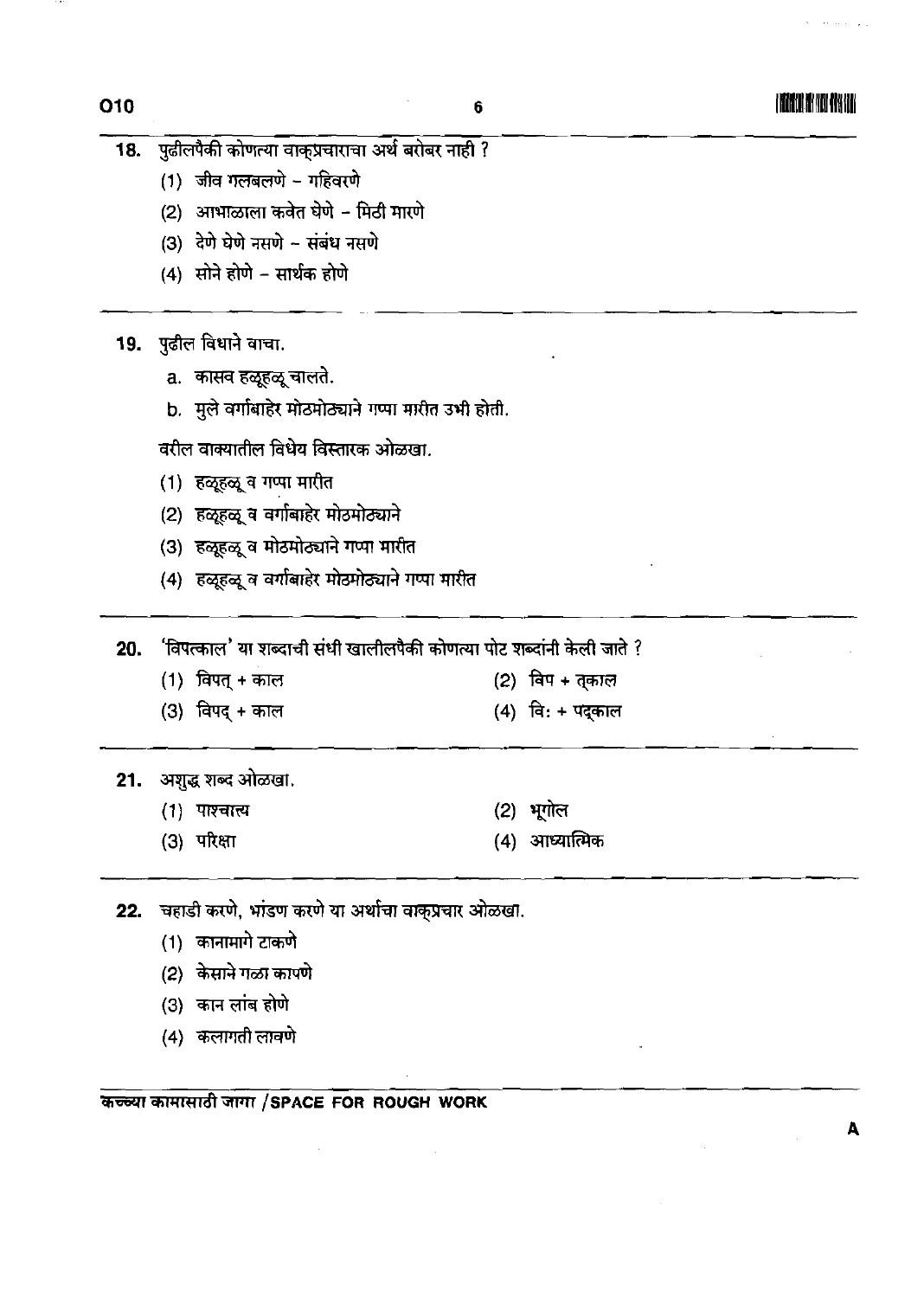18. पुढीलपैकी कोणत्या वाक्प्रचाराचा अर्थ बरोबर नाही ?

(1) जीव गलबलणे – गहिवरणे

(2) आभाळाला कवेत घेणे – मिठी मारणे

(3) देणे घेणे नसणे – संबंध नसणे

(4) सोने होणे – सार्थक होणे

19. पुढील विधाने वाचा.

a. कासव हळूहळू चालते.

b. मुले वर्गाबाहेर मोठमोठ्याने गप्पा मारीत उभी होती.

वरील वाक्यातील विधेय विस्तारक ओळखा.

(1) हळूहळू व गप्पा मारीत

(2) हळूहळू व वर्गाबाहेर मोठमोठ्याने

(3) हळूहळू व मोठमोठ्याने गप्पा मारीत

(4) हळूहळू व वर्गाबाहेर मोठमोठ्याने गप्पा मारीत

20. 'विपत्काल' या शब्दाची संधी खालीलपैकी कोणत्या पोट शब्दांनी केली जाते ?

(1) विपत् + काल

(2) विप + त्काल

(3) विपद् + काल

(4) वि: + पद्काल

21. अशुद्ध शब्द ओळखा.

(1) पाश्चात्य

(2) भूगोल

(3) परिक्षा

(4) आध्यात्मिक

22. चहाडी करणे, भांडण करणे या अर्थाचा वाक्प्रचार ओळखा.

(1) कानामागे टाकणे

(2) केसाने गळा कापणे

(3) कान लांब होणे

(4) कलागती लावणे

कच्च्या कामासाठी जागा /SPACE FOR ROUGH WORK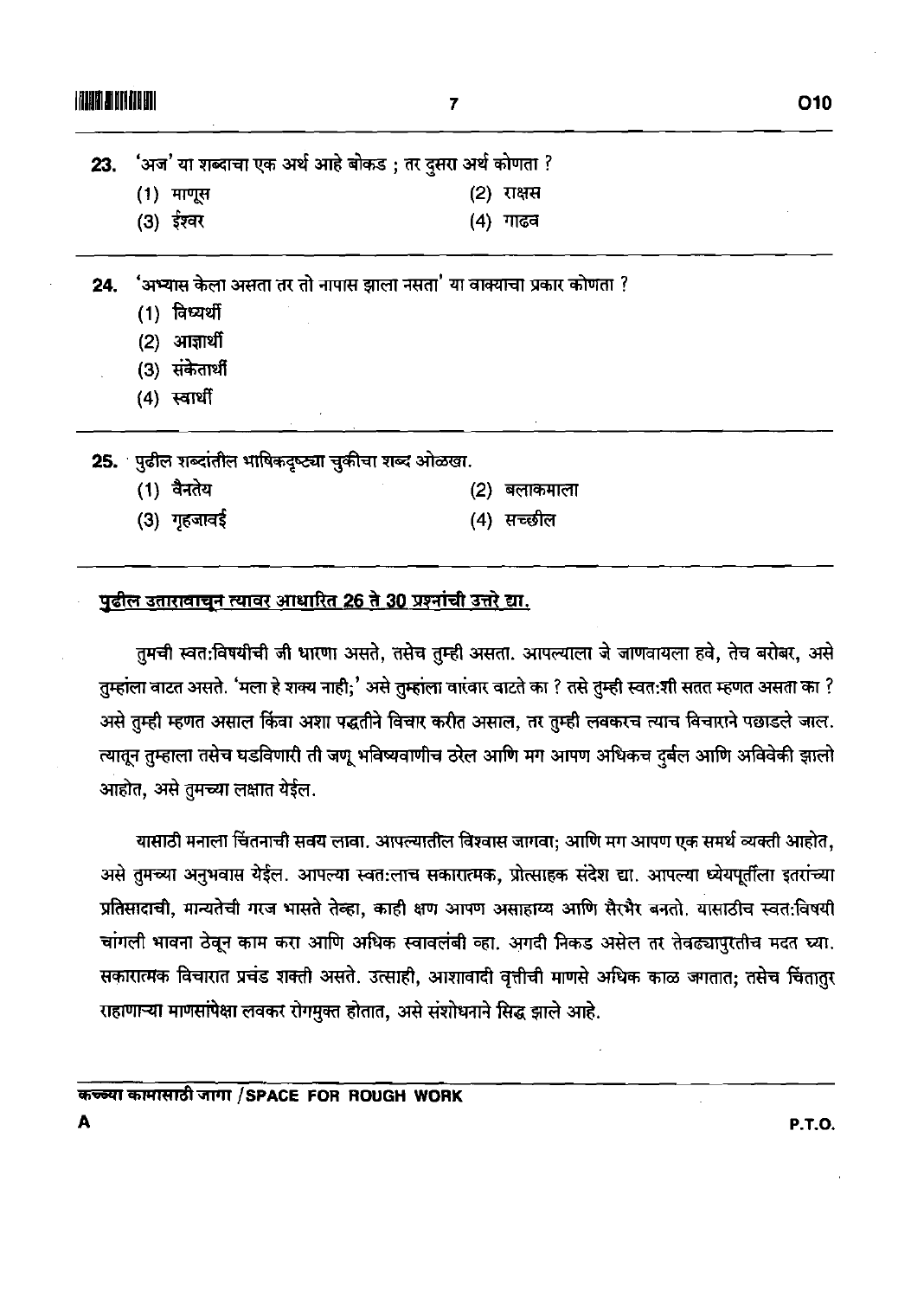23. 'अज' या शब्दाचा एक अर्थ आहे बोकड ; तर दुसरा अर्थ कोणता ?

(1) माणूस (2) राक्षस

(3) ईश्वर (4) गाढव

24. 'अभ्यास केला असता तर तो नापास झाला नसता' या वाक्याचा प्रकार कोणता ?

(1) विध्यर्थी

(2) आज्ञार्थी

(3) संकेतार्थी

(4) स्वार्थी

25. पुढील शब्दांतील भाषिकदृष्ट्या चुकीचा शब्द ओळखा.

(1) वैनतेय (2) बलाकमाला

(3) गृहजावई (4) सच्छील

**<u>पुढील उतारावाचून त्यावर आधारित 26 ते 30 प्रश्नांची उत्तरे द्या.</u>**

तुमची स्वत:विषयीची जी धारणा असते, तसेच तुम्ही असता. आपल्याला जे जाणवायला हवे, तेच बरोबर, असे तुम्हांला वाटत असते. 'मला हे शक्य नाही;' असे तुम्हांला वारंवार वाटते का ? तसे तुम्ही स्वत:शी सतत म्हणत असता का ? असे तुम्ही म्हणत असाल किंवा अशा पद्धतीने विचार करीत असाल, तर तुम्ही लवकरच त्याच विचाराने पछाडले जाल. त्यातून तुम्हाला तसेच घडविणारी ती जणू भविष्यवाणीच ठरेल आणि मग आपण अधिकच दुर्बल आणि अविवेकी झालो आहोत, असे तुमच्या लक्षात येईल.

यासाठी मनाला चिंतनाची सवय लावा. आपल्यातील विश्वास जागवा; आणि मग आपण एक समर्थ व्यक्ती आहोत, असे तुमच्या अनुभवास येईल. आपल्या स्वत:लाच सकारात्मक, प्रोत्साहक संदेश द्या. आपल्या ध्येयपूर्तीला इतरांच्या प्रतिसादाची, मान्यतेची गरज भासते तेव्हा, काही क्षण आपण असाहाय्य आणि सैरभैर बनतो. यासाठीच स्वत:विषयी चांगली भावना ठेवून काम करा आणि अधिक स्वावलंबी व्हा. अगदी निकड असेल तर तेवढ्यापुरतीच मदत घ्या. सकारात्मक विचारात प्रचंड शक्ती असते. उत्साही, आशावादी वृत्तीची माणसे अधिक काळ जगतात; तसेच चिंतातुर राहाणाऱ्या माणसांपेक्षा लवकर रोगमुक्त होतात, असे संशोधनाने सिद्ध झाले आहे.

कच्च्या कामासाठी जागा / SPACE FOR ROUGH WORK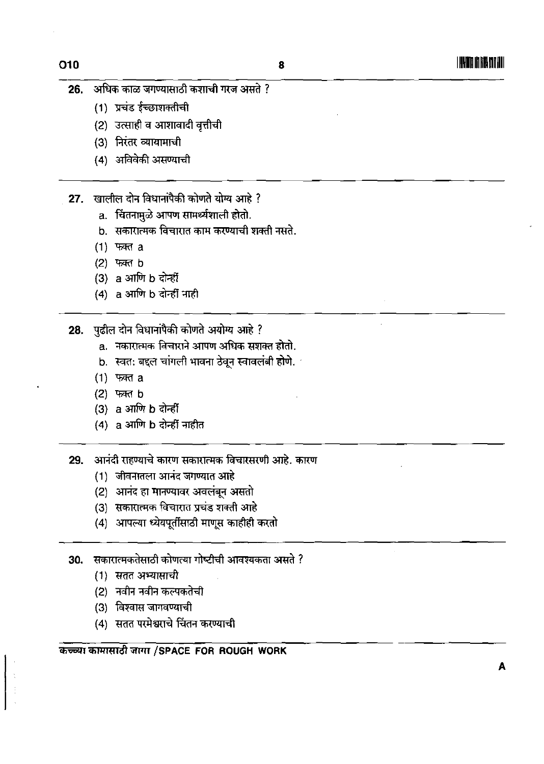26. अधिक काळ जगण्यासाठी कशाची गरज असते ?

    (1) प्रचंड ईच्छाशक्तीची
    (2) उत्साही व आशावादी वृत्तीची
    (3) निरंतर व्यायामाची
    (4) अविवेकी असण्याची

27. खालील दोन विधानांपैकी कोणते योग्य आहे ?

    a. चिंतनामुळे आपण सामर्थ्यशाली होतो.
    b. सकारात्मक विचारात काम करण्याची शक्ती नसते.

    (1) फक्त a
    (2) फक्त b
    (3) a आणि b दोन्हीं
    (4) a आणि b दोन्हीं नाही

28. पुढील दोन विधानांपैकी कोणते अयोग्य आहे ?

    a. नकारात्मक विचाराने आपण अधिक सशक्त होतो.
    b. स्वत: बद्दल चांगली भावना ठेवून स्वावलंबी होणे.

    (1) फक्त a
    (2) फक्त b
    (3) a आणि b दोन्हीं
    (4) a आणि b दोन्हीं नाहीत

29. आनंदी राहण्याचे कारण सकारात्मक विचारसरणी आहे. कारण

    (1) जीवनातला आनंद जगण्यात आहे
    (2) आनंद हा मानण्यावर अवलंबून असतो
    (3) सकारात्मक विचारात प्रचंड शक्ती आहे
    (4) आपल्या ध्येयपूर्तीसाठी माणूस काहीही करतो

30. सकारात्मकतेसाठी कोणत्या गोष्टीची आवश्यकता असते ?

    (1) सतत अभ्यासाची
    (2) नवीन नवीन कल्पकतेची
    (3) विश्वास जागवण्याची
    (4) सतत परमेश्वराचे चिंतन करण्याची

कच्च्या कामासाठी जागा /SPACE FOR ROUGH WORK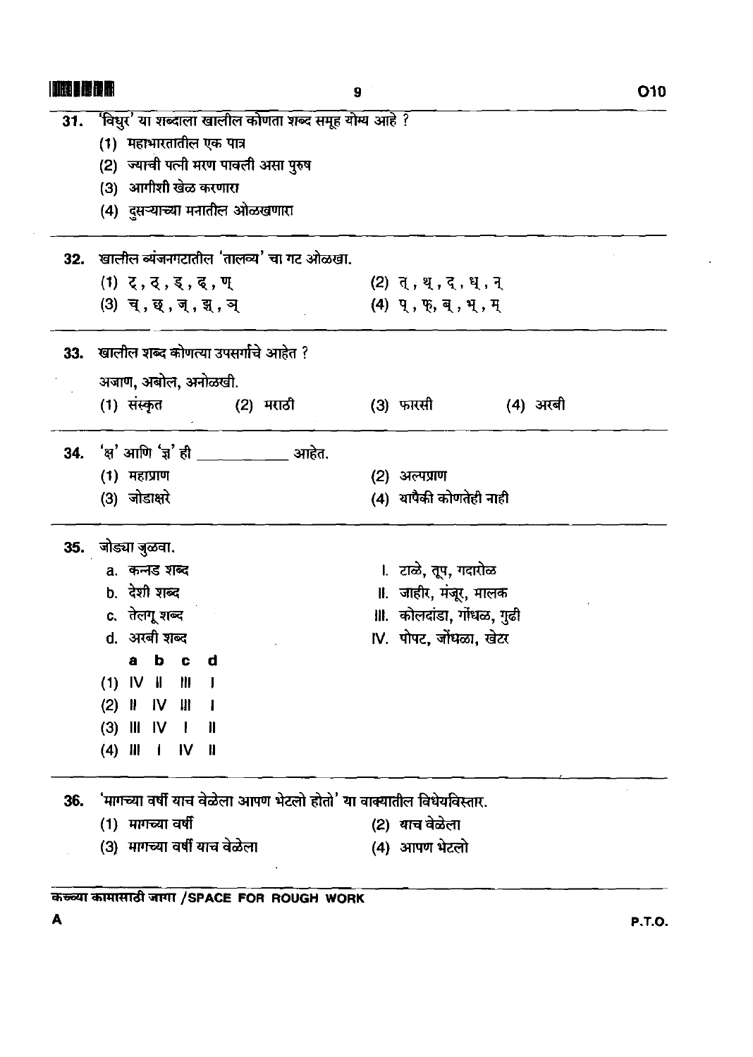31. 'विधुर' या शब्दाला खालील कोणता शब्द समूह योग्य आहे ?
   (1) महाभारतातील एक पात्र
   (2) ज्याची पत्नी मरण पावली असा पुरुष
   (3) आगीशी खेळ करणारा
   (4) दुसऱ्याच्या मनातील ओळखणारा

32. खालील व्यंजनगटातील 'तालव्य' चा गट ओळखा.
   (1) ट्, ठ्, ड्, ढ्, ण्
   (2) त्, थ्, द्, ध्, न्
   (3) च्, छ्, ज्, झ्, ञ्
   (4) प्, फ्, ब्, भ्, म्

33. खालील शब्द कोणत्या उपसर्गाचे आहेत ?
   अजाण, अबोल, अनोळखी.
   (1) संस्कृत
   (2) मराठी
   (3) फारसी
   (4) अरबी

34. 'क्ष' आणि 'ज्ञ' ही ____________ आहेत.
   (1) महाप्राण
   (2) अल्पप्राण
   (3) जोडाक्षरे
   (4) यापैकी कोणतेही नाही

35. जोड्या जुळवा.

| | |
|---|---|
| a. कन्नड शब्द | I. टाळे, तूप, गदारोळ |
| b. देशी शब्द | II. जाहीर, मंजूर, मालक |
| c. तेलगू शब्द | III. कोलदांडा, गोंधळ, गुढी |
| d. अरबी शब्द | IV. पोपट, जोंधळा, खेटर |

| | a | b | c | d |
|---|---|---|---|---|
| (1) | IV | II | III | I |
| (2) | II | IV | III | I |
| (3) | III | IV | I | II |
| (4) | III | I | IV | II |

36. 'मागच्या वर्षी याच वेळेला आपण भेटलो होतो' या वाक्यातील विधेयविस्तार.
   (1) मागच्या वर्षी
   (2) याच वेळेला
   (3) मागच्या वर्षी याच वेळेला
   (4) आपण भेटलो

कच्च्या कामासाठी जागा /SPACE FOR ROUGH WORK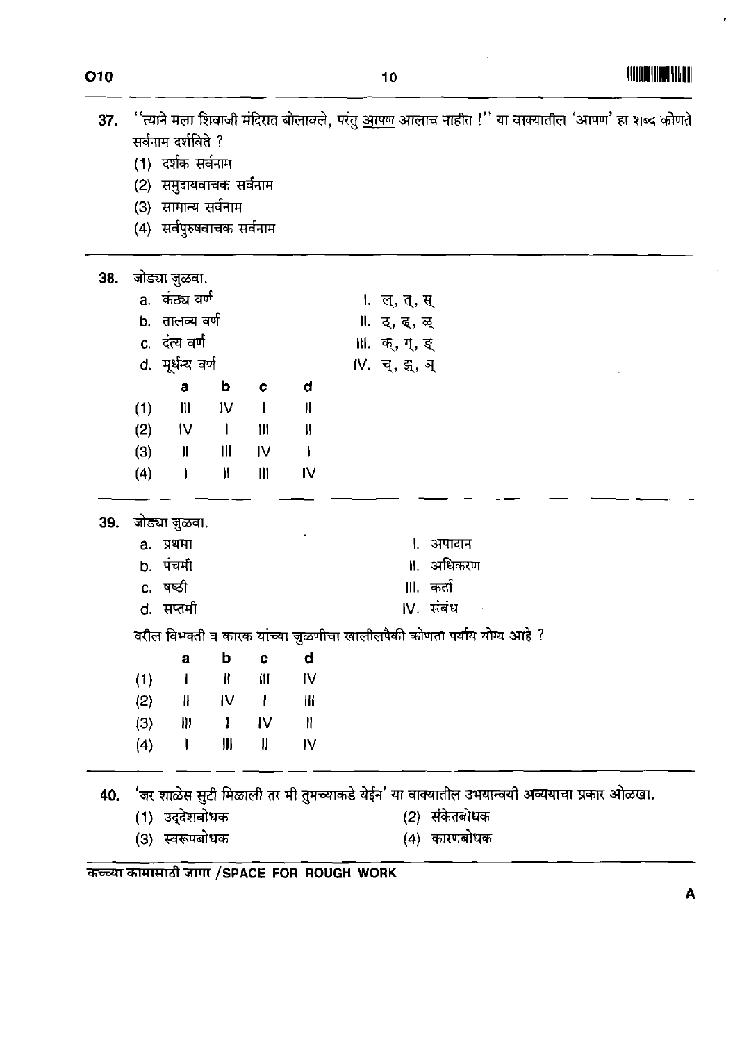37. "त्याने मला शिवाजी मंदिरात बोलावले, परंतु <u>आपण</u> आलाच नाहीत !" या वाक्यातील 'आपण' हा शब्द कोणते सर्वनाम दर्शविते ?

(1) दर्शक सर्वनाम
(2) समुदायवाचक सर्वनाम
(3) सामान्य सर्वनाम
(4) सर्वपुरुषवाचक सर्वनाम

38. जोड्या जुळवा.

a. कंठ्य वर्ण — I. ल्, त्, स्
b. तालव्य वर्ण — II. ठ्, ढ्, ळ्
c. दंत्य वर्ण — III. क्, ग्, ङ्
d. मूर्धन्य वर्ण — IV. च्, झ्, ञ्

| | a | b | c | d |
|---|---|---|---|---|
| (1) | III | IV | I | II |
| (2) | IV | I | III | II |
| (3) | II | III | IV | I |
| (4) | I | II | III | IV |

39. जोड्या जुळवा.

a. प्रथमा — I. अपादान
b. पंचमी — II. अधिकरण
c. षष्ठी — III. कर्ता
d. सप्तमी — IV. संबंध

वरील विभक्ती व कारक यांच्या जुळणीचा खालीलपैकी कोणता पर्याय योग्य आहे ?

| | a | b | c | d |
|---|---|---|---|---|
| (1) | I | II | III | IV |
| (2) | II | IV | I | III |
| (3) | III | I | IV | II |
| (4) | I | III | II | IV |

40. 'जर शाळेस सुटी मिळाली तर मी तुमच्याकडे येईन' या वाक्यातील उभयान्वयी अव्ययाचा प्रकार ओळखा.

(1) उद्देशबोधक
(2) संकेतबोधक
(3) स्वरूपबोधक
(4) कारणबोधक

कच्च्या कामासाठी जागा /SPACE FOR ROUGH WORK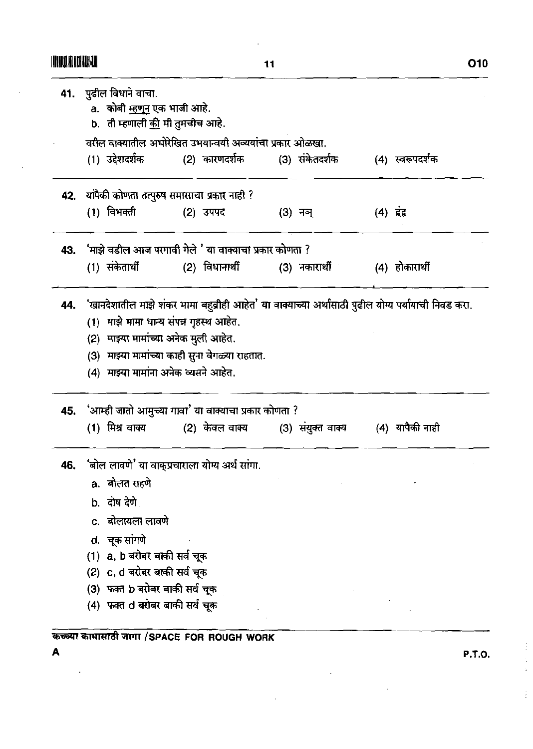41. पुढील विधाने वाचा.

    a. कोबी <u>म्हणून</u> एक भाजी आहे.

    b. ती म्हणाली <u>की</u> मी तुमचीच आहे.

    वरील वाक्यातील अधोरेखित उभयान्वयी अव्ययांचा प्रकार ओळखा.

    (1) उद्देशदर्शक (2) कारणदर्शक (3) संकेतदर्शक (4) स्वरूपदर्शक

42. यापैकी कोणता तत्पुरुष समासाचा प्रकार नाही ?

    (1) विभक्ती (2) उपपद (3) नञ् (4) द्वंद्व

43. 'माझे वडील आज परगावी गेले ' या वाक्याचा प्रकार कोणता ?

    (1) संकेतार्थी (2) विधानार्थी (3) नकारार्थी (4) होकारार्थी

44. 'खानदेशातील माझे शंकर मामा बहुव्रीही आहेत' या वाक्याच्या अर्थासाठी पुढील योग्य पर्यायाची निवड करा.

    (1) माझे मामा धान्य संपन्न गृहस्थ आहेत.

    (2) माझ्या मामांच्या अनेक मुली आहेत.

    (3) माझ्या मामांच्या काही सुना वेगळ्या राहतात.

    (4) माझ्या मामांना अनेक व्यसने आहेत.

45. 'आम्ही जातो आमुच्या गावा' या वाक्याचा प्रकार कोणता ?

    (1) मिश्र वाक्य (2) केवल वाक्य (3) संयुक्त वाक्य (4) यापैकी नाही

46. 'बोल लावणे' या वाक्प्रचाराला योग्य अर्थ सांगा.

    a. बोलत राहणे

    b. दोष देणे

    c. बोलायला लावणे

    d. चूक सांगणे

    (1) a, b बरोबर बाकी सर्व चूक

    (2) c, d बरोबर बाकी सर्व चूक

    (3) फक्त b बरोबर बाकी सर्व चूक

    (4) फक्त d बरोबर बाकी सर्व चूक

कच्च्या कामासाठी जागा /SPACE FOR ROUGH WORK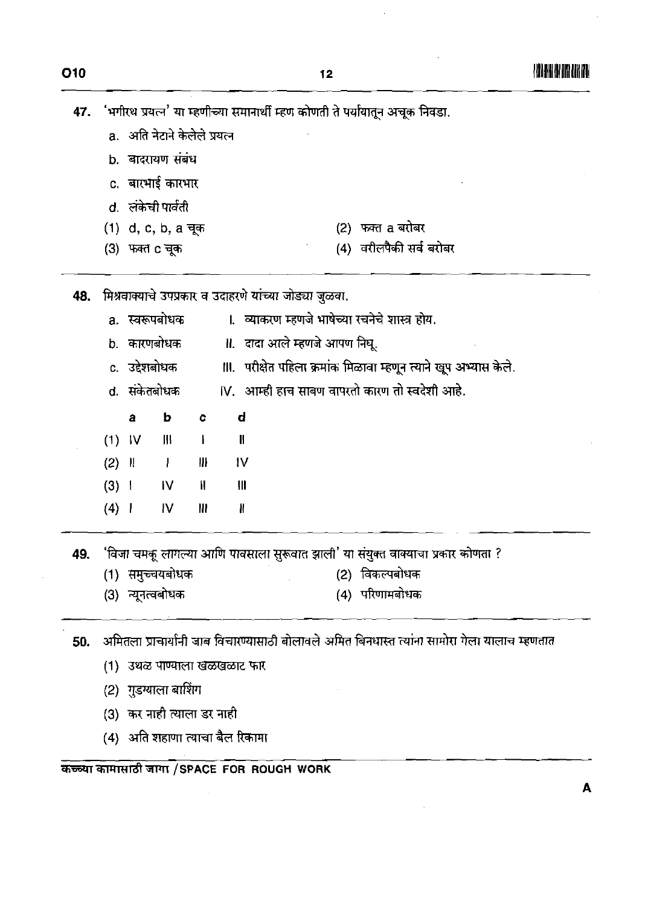47. 'भगीरथ प्रयत्न' या म्हणीच्या समानार्थी म्हण कोणती ते पर्यायातून अचूक निवडा.

   a. अति नेटाने केलेले प्रयत्न

   b. बादरायण संबंध

   c. बारभाई कारभार

   d. लंकेची पार्वती

   (1) d, c, b, a चूक
   (2) फक्त a बरोबर
   (3) फक्त c चूक
   (4) वरीलपैकी सर्व बरोबर

---

48. मिश्रवाक्याचे उपप्रकार व उदाहरणे यांच्या जोड्या जुळवा.

   a. स्वरूपबोधक — I. व्याकरण म्हणजे भाषेच्या रचनेचे शास्त्र होय.

   b. कारणबोधक — II. दादा आले म्हणजे आपण निघू.

   c. उद्देशबोधक — III. परीक्षेत पहिला क्रमांक मिळावा म्हणून त्याने खूप अभ्यास केले.

   d. संकेतबोधक — IV. आम्ही हाच साबण वापरतो कारण तो स्वदेशी आहे.

| | a | b | c | d |
|---|---|---|---|---|
| (1) | IV | III | I | II |
| (2) | II | I | III | IV |
| (3) | I | IV | II | III |
| (4) | I | IV | III | II |

---

49. 'विजा चमकू लागल्या आणि पावसाला सुरूवात झाली' या संयुक्त वाक्याचा प्रकार कोणता ?

   (1) समुच्चयबोधक
   (2) विकल्पबोधक
   (3) न्यूनत्वबोधक
   (4) परिणामबोधक

---

50. अमितला प्राचार्यांनी जाब विचारण्यासाठी बोलावले अमित बिनधास्त त्यांना सामोरा गेला यालाच म्हणतात

   (1) उथळ पाण्याला खळखळाट फार

   (2) गुडघ्याला बाशिंग

   (3) कर नाही त्याला डर नाही

   (4) अति शहाणा त्याचा बैल रिकामा

कच्च्या कामासाठी जागा / SPACE FOR ROUGH WORK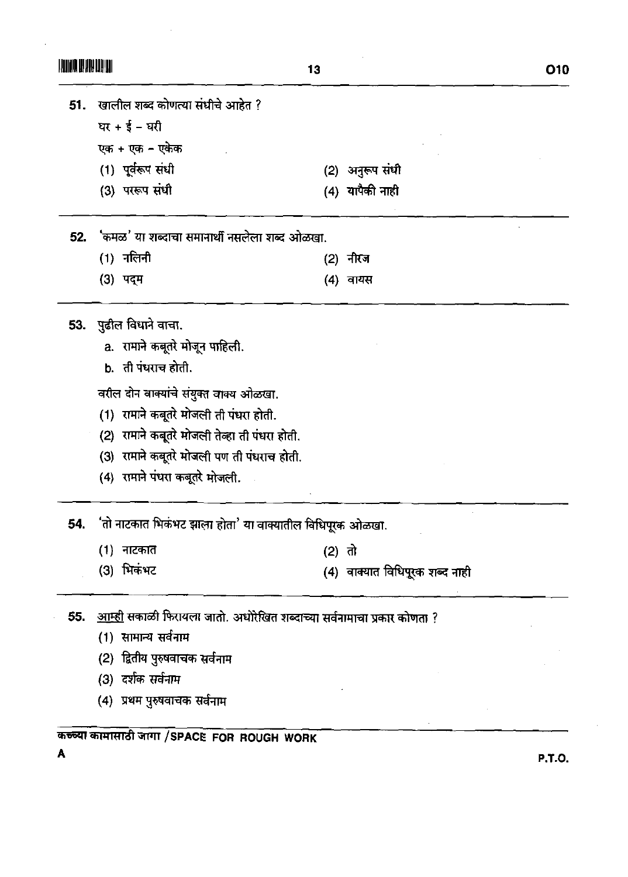51. खालील शब्द कोणत्या संधीचे आहेत ?

घर + ई – घरी

एक + एक – एकेक

(1) पूर्वरूप संधी
(2) अनुरूप संधी
(3) पररूप संधी
(4) यापैकी नाही

52. 'कमळ' या शब्दाचा समानार्थी नसलेला शब्द ओळखा.

(1) नलिनी
(2) नीरज
(3) पद्म
(4) वायस

53. पुढील विधाने वाचा.

a. रामाने कबूतरे मोजून पाहिली.

b. ती पंधराच होती.

वरील दोन वाक्यांचे संयुक्त वाक्य ओळखा.

(1) रामाने कबूतरे मोजली ती पंधरा होती.
(2) रामाने कबूतरे मोजली तेव्हा ती पंधरा होती.
(3) रामाने कबूतरे मोजली पण ती पंधराच होती.
(4) रामाने पंधरा कबूतरे मोजली.

54. 'तो नाटकात भिकंभट झाला होता' या वाक्यातील विधिपूरक ओळखा.

(1) नाटकात
(2) तो
(3) भिकंभट
(4) वाक्यात विधिपूरक शब्द नाही

55. <u>आम्ही</u> सकाळी फिरायला जातो. अधोरेखित शब्दाच्या सर्वनामाचा प्रकार कोणता ?

(1) सामान्य सर्वनाम
(2) द्वितीय पुरुषवाचक सर्वनाम
(3) दर्शक सर्वनाम
(4) प्रथम पुरुषवाचक सर्वनाम

कच्च्या कामासाठी जागा / SPACE FOR ROUGH WORK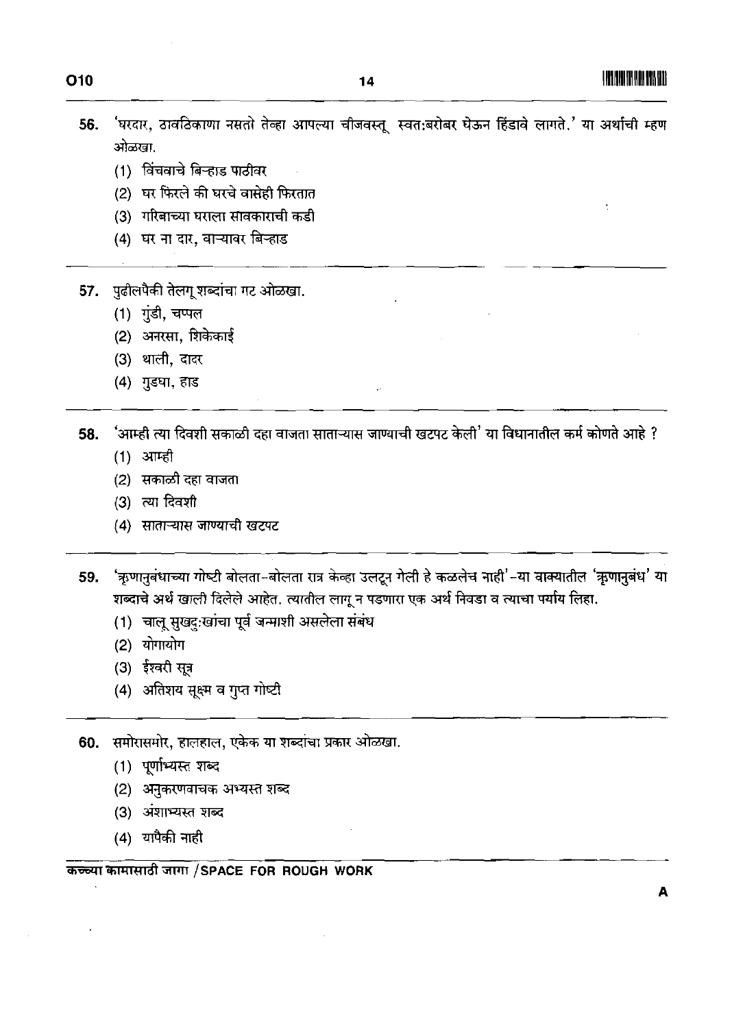56. 'घरदार, ठावठिकाणा नसतो तेव्हा आपल्या चीजवस्तू स्वत:बरोबर घेऊन हिंडावे लागते.' या अर्थाची म्हण ओळखा.

   (1) विंचवाचे बिऱ्हाड पाठीवर
   
   (2) घर फिरले की घरचे वासेही फिरतात
   
   (3) गरिबाच्या घराला सावकाराची कडी
   
   (4) घर ना दार, वाऱ्यावर बिऱ्हाड

57. पुढीलपैकी तेलगू शब्दांचा गट ओळखा.

   (1) गुंडी, चप्पल
   
   (2) अनरसा, शिकेकाई
   
   (3) थाली, दादर
   
   (4) गुडघा, हाड

58. 'आम्ही त्या दिवशी सकाळी दहा वाजता साताऱ्यास जाण्याची खटपट केली' या विधानातील कर्म कोणते आहे ?

   (1) आम्ही
   
   (2) सकाळी दहा वाजता
   
   (3) त्या दिवशी
   
   (4) साताऱ्यास जाण्याची खटपट

59. 'ऋणानुबंधाच्या गोष्टी बोलता-बोलता रात्र केव्हा उलटून गेली हे कळलेच नाही'-या वाक्यातील 'ऋणानुबंध' या शब्दाचे अर्थ खाली दिलेले आहेत. त्यातील लागू न पडणारा एक अर्थ निवडा व त्याचा पर्याय लिहा.

   (1) चालू सुखदु:खांचा पूर्व जन्माशी असलेला संबंध
   
   (2) योगायोग
   
   (3) ईश्वरी सूत्र
   
   (4) अतिशय सूक्ष्म व गुप्त गोष्टी

60. समोरासमोर, हालहाल, एकेक या शब्दांचा प्रकार ओळखा.

   (1) पूर्णाभ्यस्त शब्द
   
   (2) अनुकरणवाचक अभ्यस्त शब्द
   
   (3) अंशाभ्यस्त शब्द
   
   (4) यापैकी नाही

कच्च्या कामासाठी जागा /SPACE FOR ROUGH WORK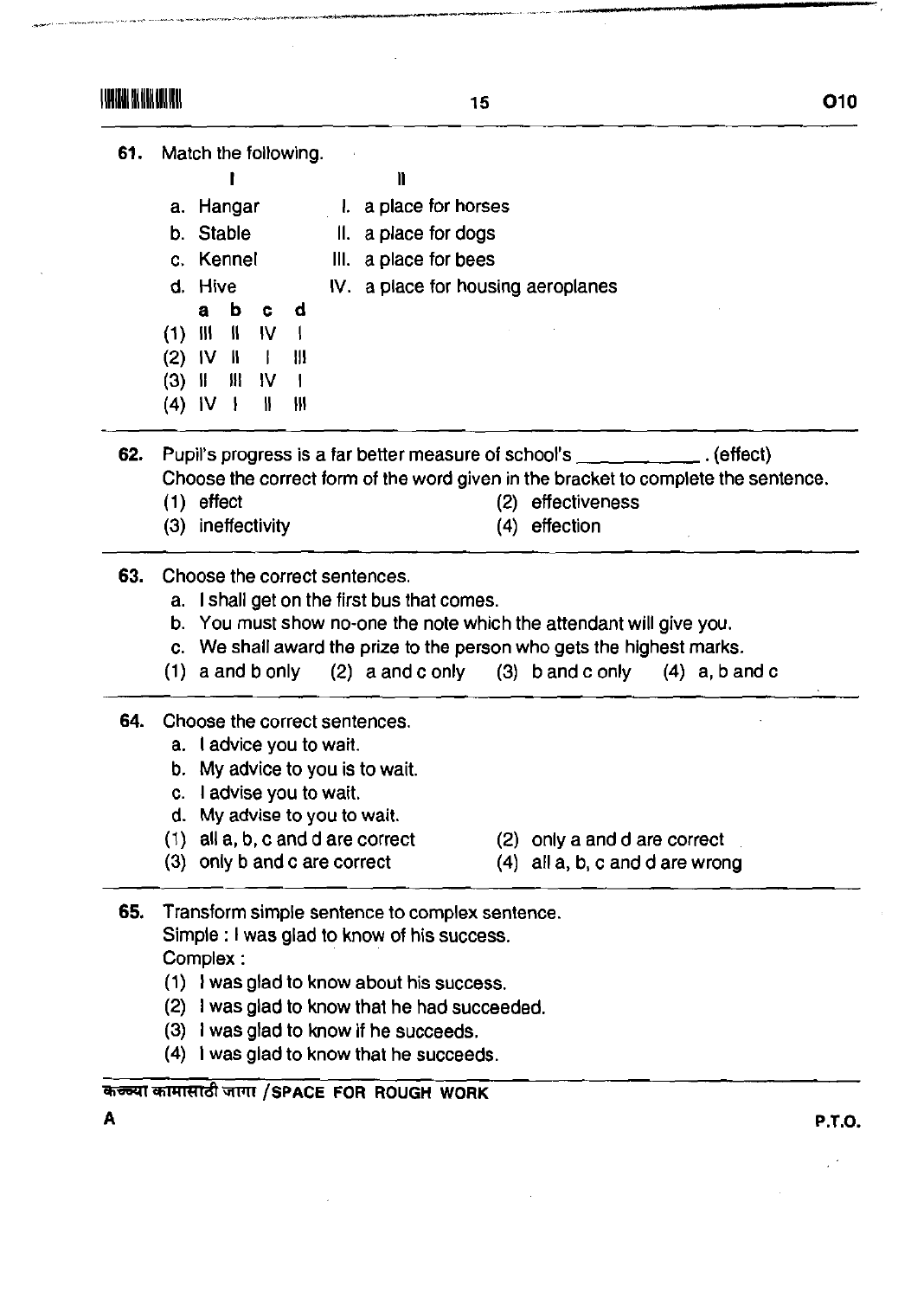**61.** Match the following.

| | I | | II |
|---|---|---|---|
| a. | Hangar | I. | a place for horses |
| b. | Stable | II. | a place for dogs |
| c. | Kennel | III. | a place for bees |
| d. | Hive | IV. | a place for housing aeroplanes |

| | a | b | c | d |
|---|---|---|---|---|
| (1) | III | II | IV | I |
| (2) | IV | II | I | III |
| (3) | II | III | IV | I |
| (4) | IV | I | II | III |

---

**62.** Pupil's progress is a far better measure of school's __________. (effect)
Choose the correct form of the word given in the bracket to complete the sentence.

(1) effect
(2) effectiveness
(3) ineffectivity
(4) effection

---

**63.** Choose the correct sentences.

a. I shall get on the first bus that comes.
b. You must show no-one the note which the attendant will give you.
c. We shall award the prize to the person who gets the highest marks.

(1) a and b only (2) a and c only (3) b and c only (4) a, b and c

---

**64.** Choose the correct sentences.

a. I advice you to wait.
b. My advice to you is to wait.
c. I advise you to wait.
d. My advise to you to wait.

(1) all a, b, c and d are correct
(2) only a and d are correct
(3) only b and c are correct
(4) all a, b, c and d are wrong

---

**65.** Transform simple sentence to complex sentence.
Simple : I was glad to know of his success.
Complex :

(1) I was glad to know about his success.
(2) I was glad to know that he had succeeded.
(3) I was glad to know if he succeeds.
(4) I was glad to know that he succeeds.

कच्च्या कामासाठी जागा /SPACE FOR ROUGH WORK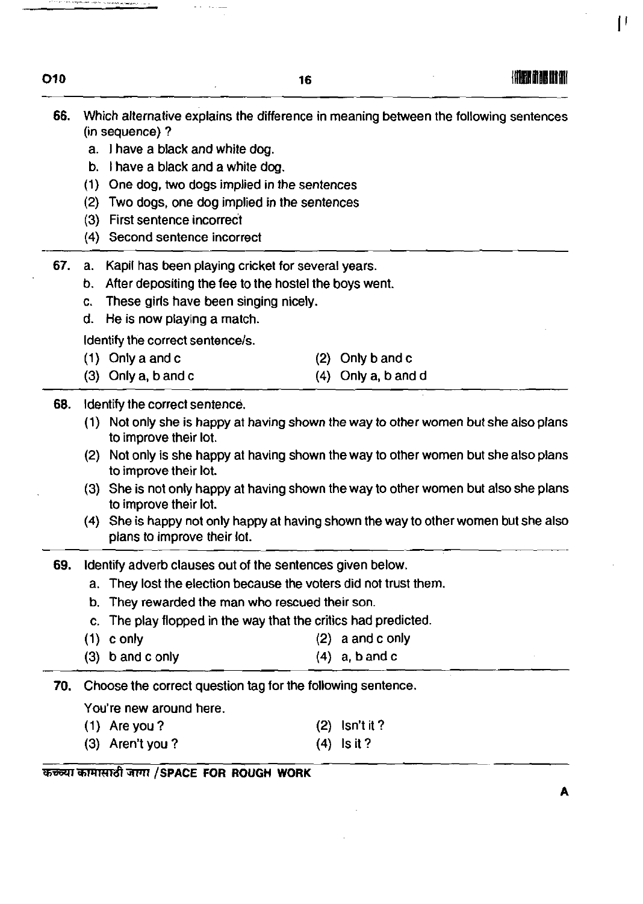66. Which alternative explains the difference in meaning between the following sentences (in sequence) ?

   a. I have a black and white dog.
   b. I have a black and a white dog.

   (1) One dog, two dogs implied in the sentences
   (2) Two dogs, one dog implied in the sentences
   (3) First sentence incorrect
   (4) Second sentence incorrect

67. a. Kapil has been playing cricket for several years.
   b. After depositing the fee to the hostel the boys went.
   c. These girls have been singing nicely.
   d. He is now playing a match.

   Identify the correct sentence/s.

   (1) Only a and c
   (2) Only b and c
   (3) Only a, b and c
   (4) Only a, b and d

68. Identify the correct sentence.

   (1) Not only she is happy at having shown the way to other women but she also plans to improve their lot.
   (2) Not only is she happy at having shown the way to other women but she also plans to improve their lot.
   (3) She is not only happy at having shown the way to other women but also she plans to improve their lot.
   (4) She is happy not only happy at having shown the way to other women but she also plans to improve their lot.

69. Identify adverb clauses out of the sentences given below.

   a. They lost the election because the voters did not trust them.
   b. They rewarded the man who rescued their son.
   c. The play flopped in the way that the critics had predicted.

   (1) c only
   (2) a and c only
   (3) b and c only
   (4) a, b and c

70. Choose the correct question tag for the following sentence.

   You're new around here.

   (1) Are you ?
   (2) Isn't it ?
   (3) Aren't you ?
   (4) Is it ?

कच्च्या कामासाठी जागा /SPACE FOR ROUGH WORK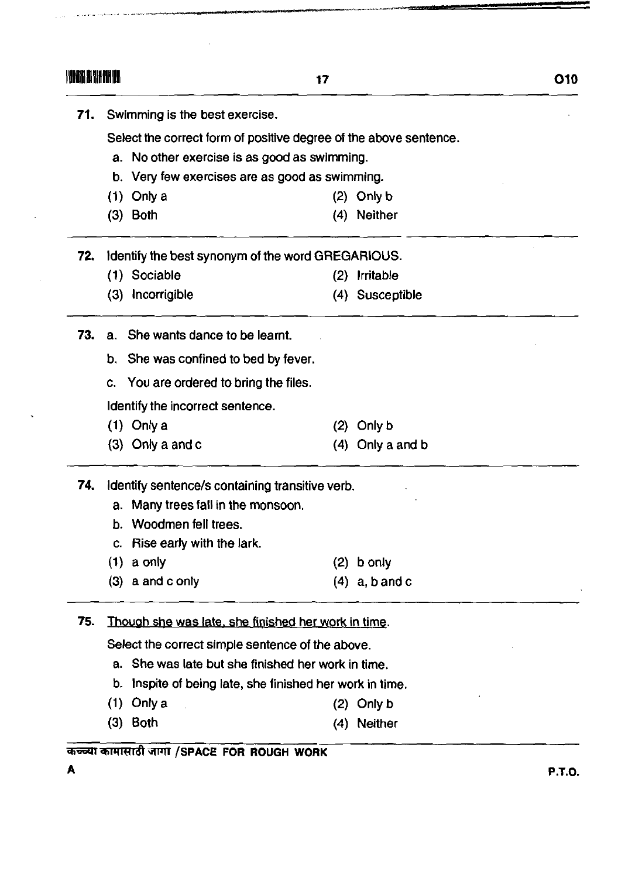**71.** Swimming is the best exercise.

Select the correct form of positive degree of the above sentence.

a. No other exercise is as good as swimming.

b. Very few exercises are as good as swimming.

(1) Only a　　(2) Only b

(3) Both　　(4) Neither

---

**72.** Identify the best synonym of the word GREGARIOUS.

(1) Sociable　　(2) Irritable

(3) Incorrigible　　(4) Susceptible

---

**73.** a. She wants dance to be learnt.

b. She was confined to bed by fever.

c. You are ordered to bring the files.

Identify the incorrect sentence.

(1) Only a　　(2) Only b

(3) Only a and c　　(4) Only a and b

---

**74.** Identify sentence/s containing transitive verb.

a. Many trees fall in the monsoon.

b. Woodmen fell trees.

c. Rise early with the lark.

(1) a only　　(2) b only

(3) a and c only　　(4) a, b and c

---

**75.** <u>Though she was late, she finished her work in time</u>.

Select the correct simple sentence of the above.

a. She was late but she finished her work in time.

b. Inspite of being late, she finished her work in time.

(1) Only a　　(2) Only b

(3) Both　　(4) Neither

कच्च्या कामासाठी जागा /SPACE FOR ROUGH WORK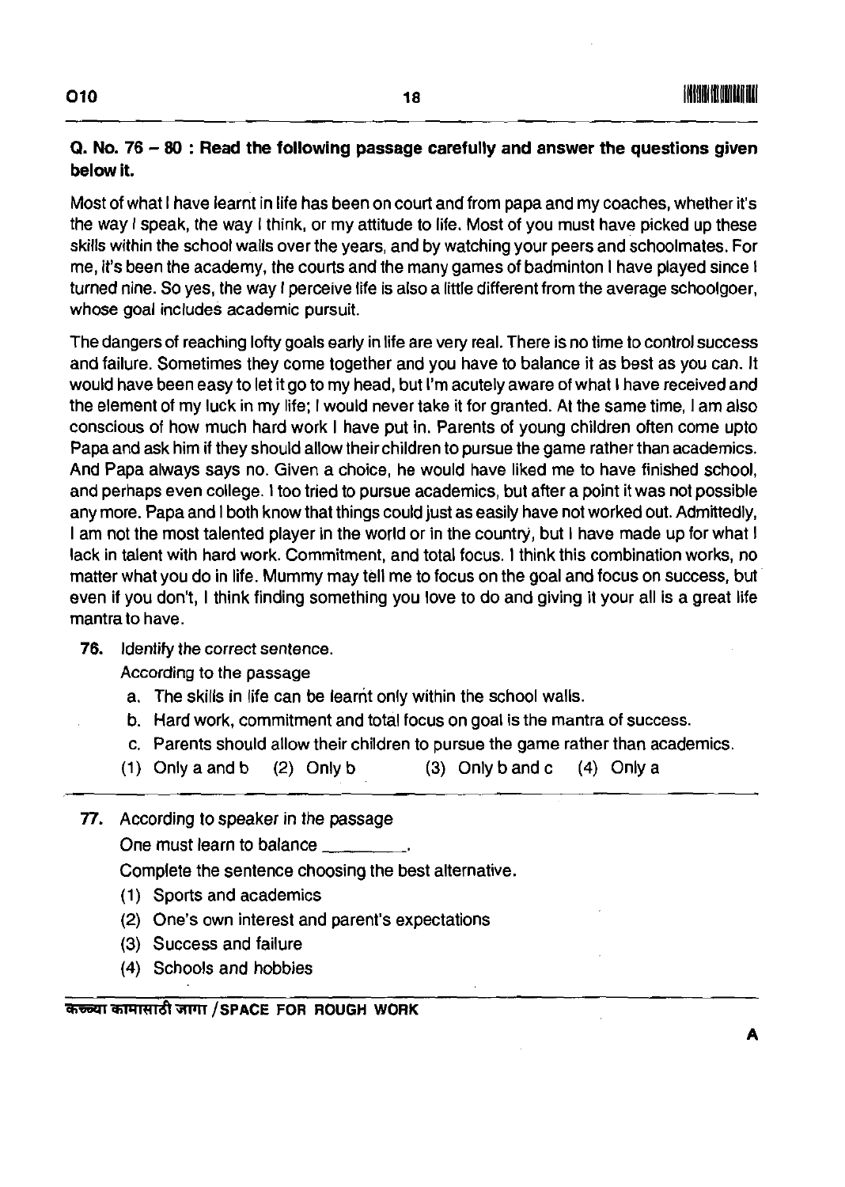**Q. No. 76 – 80 : Read the following passage carefully and answer the questions given below it.**

Most of what I have learnt in life has been on court and from papa and my coaches, whether it's the way I speak, the way I think, or my attitude to life. Most of you must have picked up these skills within the school walls over the years, and by watching your peers and schoolmates. For me, it's been the academy, the courts and the many games of badminton I have played since I turned nine. So yes, the way I perceive life is also a little different from the average schoolgoer, whose goal includes academic pursuit.

The dangers of reaching lofty goals early in life are very real. There is no time to control success and failure. Sometimes they come together and you have to balance it as best as you can. It would have been easy to let it go to my head, but I'm acutely aware of what I have received and the element of my luck in my life; I would never take it for granted. At the same time, I am also conscious of how much hard work I have put in. Parents of young children often come upto Papa and ask him if they should allow their children to pursue the game rather than academics. And Papa always says no. Given a choice, he would have liked me to have finished school, and perhaps even college. I too tried to pursue academics, but after a point it was not possible any more. Papa and I both know that things could just as easily have not worked out. Admittedly, I am not the most talented player in the world or in the country, but I have made up for what I lack in talent with hard work. Commitment, and total focus. I think this combination works, no matter what you do in life. Mummy may tell me to focus on the goal and focus on success, but even if you don't, I think finding something you love to do and giving it your all is a great life mantra to have.

76. Identify the correct sentence.

    According to the passage

    a. The skills in life can be learnt only within the school walls.
    b. Hard work, commitment and total focus on goal is the mantra of success.
    c. Parents should allow their children to pursue the game rather than academics.

    (1) Only a and b (2) Only b (3) Only b and c (4) Only a

77. According to speaker in the passage

    One must learn to balance ________.

    Complete the sentence choosing the best alternative.

    (1) Sports and academics
    (2) One's own interest and parent's expectations
    (3) Success and failure
    (4) Schools and hobbies

कच्च्या कामासाठी जागा /SPACE FOR ROUGH WORK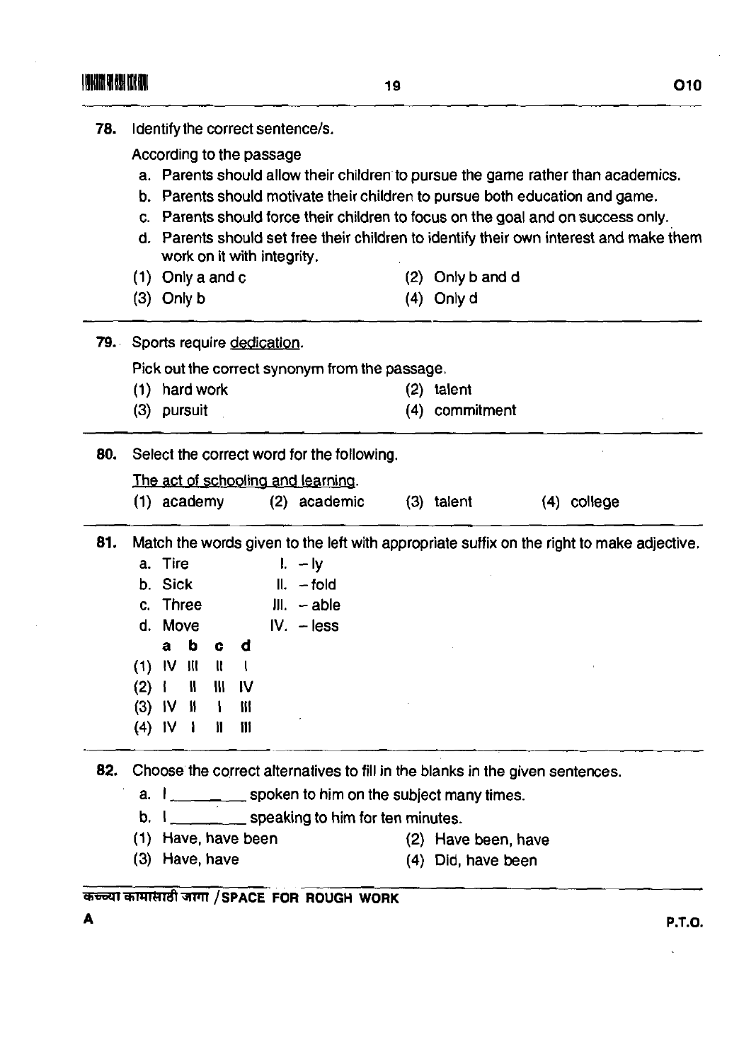**78.** Identify the correct sentence/s.

According to the passage

a. Parents should allow their children to pursue the game rather than academics.

b. Parents should motivate their children to pursue both education and game.

c. Parents should force their children to focus on the goal and on success only.

d. Parents should set free their children to identify their own interest and make them work on it with integrity.

(1) Only a and c (2) Only b and d

(3) Only b (4) Only d

---

**79.** Sports require <u>dedication</u>.

Pick out the correct synonym from the passage.

(1) hard work (2) talent

(3) pursuit (4) commitment

---

**80.** Select the correct word for the following.

<u>The act of schooling and learning</u>.

(1) academy (2) academic (3) talent (4) college

---

**81.** Match the words given to the left with appropriate suffix on the right to make adjective.

a. Tire I. – ly

b. Sick II. – fold

c. Three III. – able

d. Move IV. – less

| | a | b | c | d |
|---|---|---|---|---|
| (1) | IV | III | II | I |
| (2) | I | II | III | IV |
| (3) | IV | II | I | III |
| (4) | IV | I | II | III |

---

**82.** Choose the correct alternatives to fill in the blanks in the given sentences.

a. I ________ spoken to him on the subject many times.

b. I ________ speaking to him for ten minutes.

(1) Have, have been (2) Have been, have

(3) Have, have (4) Did, have been

---

कच्च्या कामासाठी जागा / SPACE FOR ROUGH WORK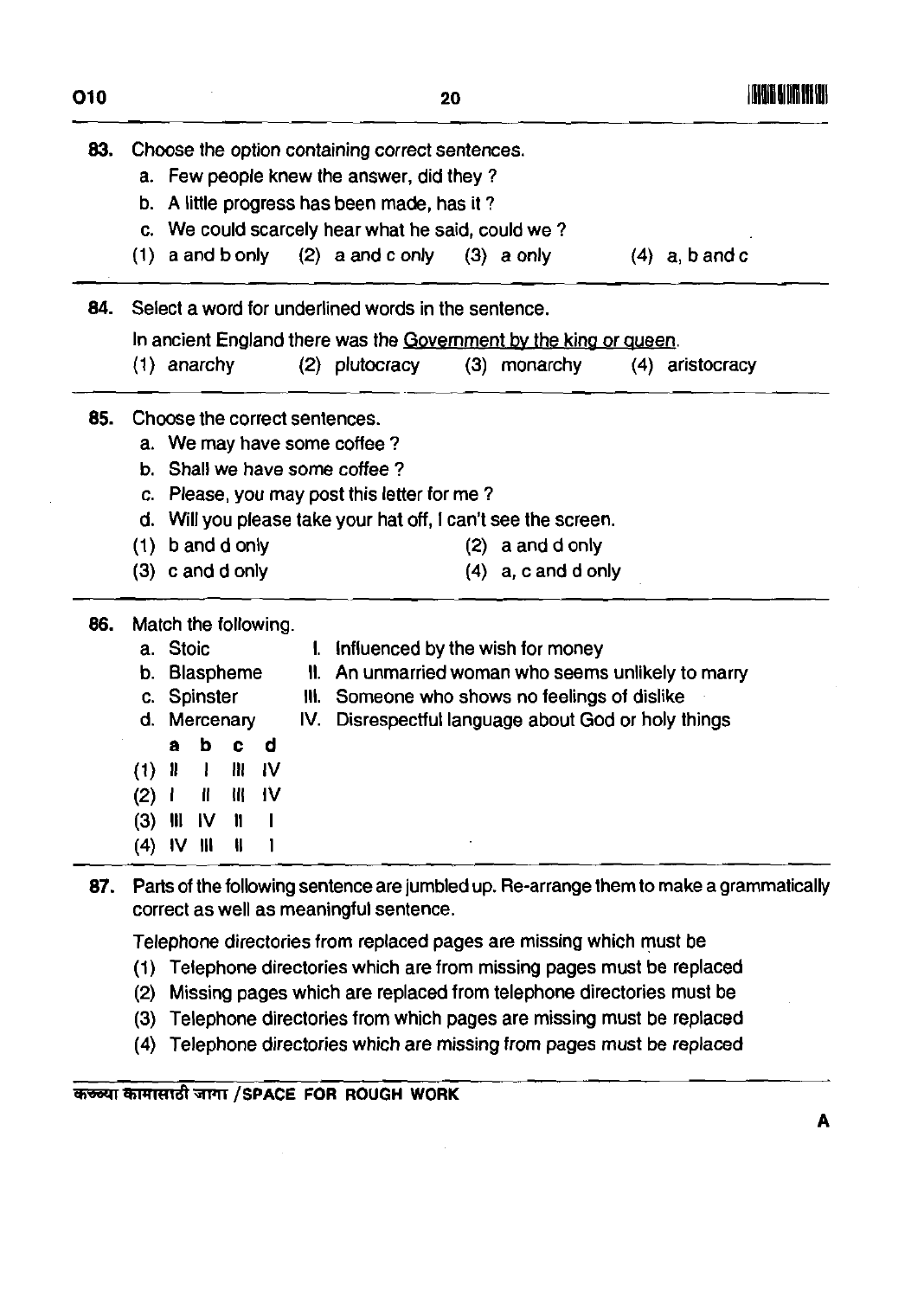83. Choose the option containing correct sentences.

a. Few people knew the answer, did they ?

b. A little progress has been made, has it ?

c. We could scarcely hear what he said, could we ?

(1) a and b only (2) a and c only (3) a only (4) a, b and c

84. Select a word for underlined words in the sentence.

In ancient England there was the <u>Government by the king or queen</u>.

(1) anarchy (2) plutocracy (3) monarchy (4) aristocracy

85. Choose the correct sentences.

a. We may have some coffee ?

b. Shall we have some coffee ?

c. Please, you may post this letter for me ?

d. Will you please take your hat off, I can't see the screen.

(1) b and d only (2) a and d only

(3) c and d only (4) a, c and d only

86. Match the following.

a. Stoic I. Influenced by the wish for money

b. Blaspheme II. An unmarried woman who seems unlikely to marry

c. Spinster III. Someone who shows no feelings of dislike

d. Mercenary IV. Disrespectful language about God or holy things

| | a | b | c | d |
|---|---|---|---|---|
| (1) | II | I | III | IV |
| (2) | I | II | III | IV |
| (3) | III | IV | II | I |
| (4) | IV | III | II | I |

87. Parts of the following sentence are jumbled up. Re-arrange them to make a grammatically correct as well as meaningful sentence.

Telephone directories from replaced pages are missing which must be

(1) Telephone directories which are from missing pages must be replaced

(2) Missing pages which are replaced from telephone directories must be

(3) Telephone directories from which pages are missing must be replaced

(4) Telephone directories which are missing from pages must be replaced

कच्च्या कामासाठी जागा /SPACE FOR ROUGH WORK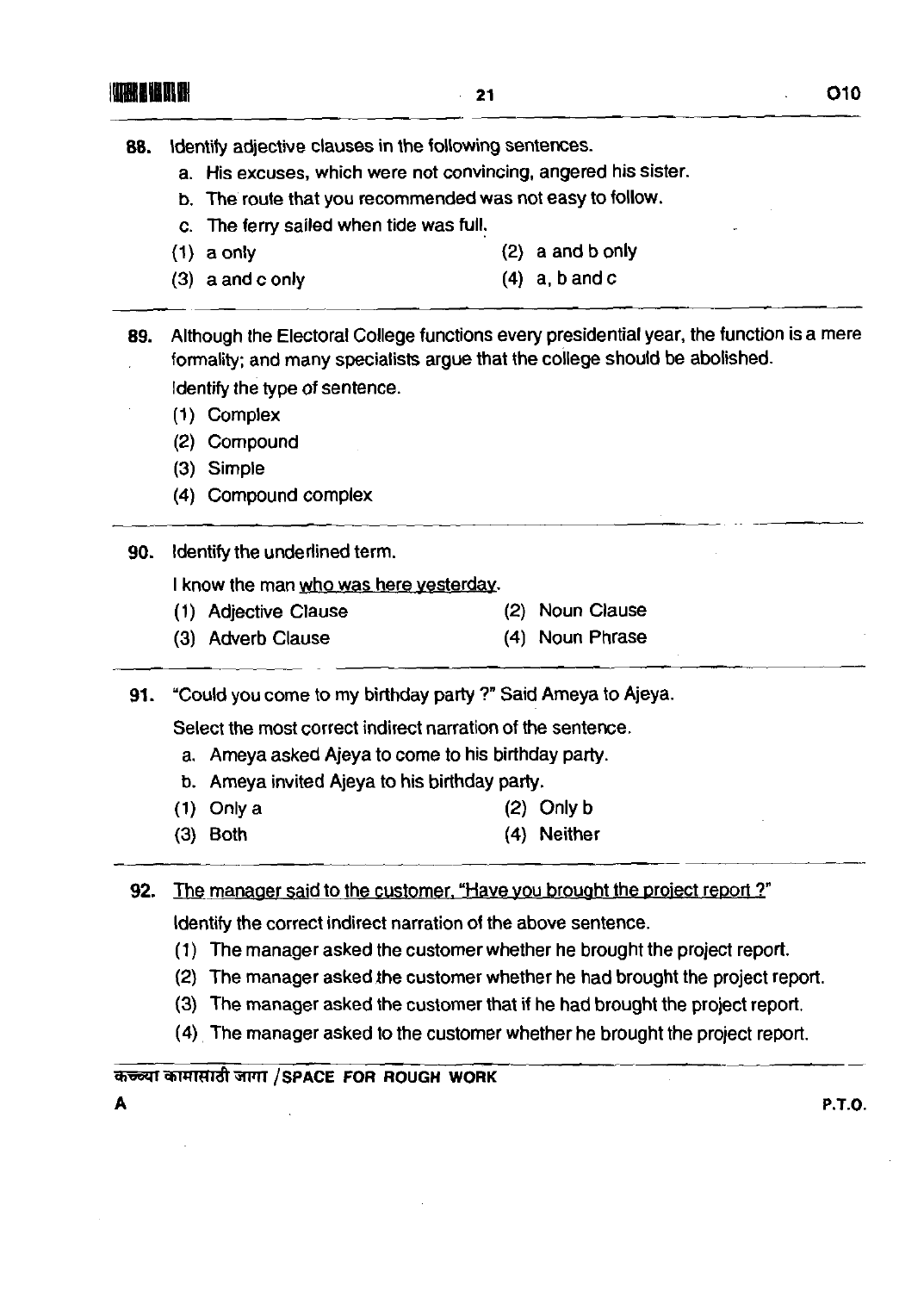88. Identify adjective clauses in the following sentences.

   a. His excuses, which were not convincing, angered his sister.
   b. The route that you recommended was not easy to follow.
   c. The ferry sailed when tide was full.

   (1) a only
   (2) a and b only
   (3) a and c only
   (4) a, b and c

89. Although the Electoral College functions every presidential year, the function is a mere formality; and many specialists argue that the college should be abolished.

   Identify the type of sentence.

   (1) Complex
   (2) Compound
   (3) Simple
   (4) Compound complex

90. Identify the underlined term.

   I know the man <u>who was here yesterday</u>.

   (1) Adjective Clause
   (2) Noun Clause
   (3) Adverb Clause
   (4) Noun Phrase

91. "Could you come to my birthday party ?" Said Ameya to Ajeya.

   Select the most correct indirect narration of the sentence.

   a. Ameya asked Ajeya to come to his birthday party.
   b. Ameya invited Ajeya to his birthday party.

   (1) Only a
   (2) Only b
   (3) Both
   (4) Neither

92. <u>The manager said to the customer, "Have you brought the project report ?"</u>

   Identify the correct indirect narration of the above sentence.

   (1) The manager asked the customer whether he brought the project report.
   (2) The manager asked the customer whether he had brought the project report.
   (3) The manager asked the customer that if he had brought the project report.
   (4) The manager asked to the customer whether he brought the project report.

कच्च्या कामासाठी जागा /SPACE FOR ROUGH WORK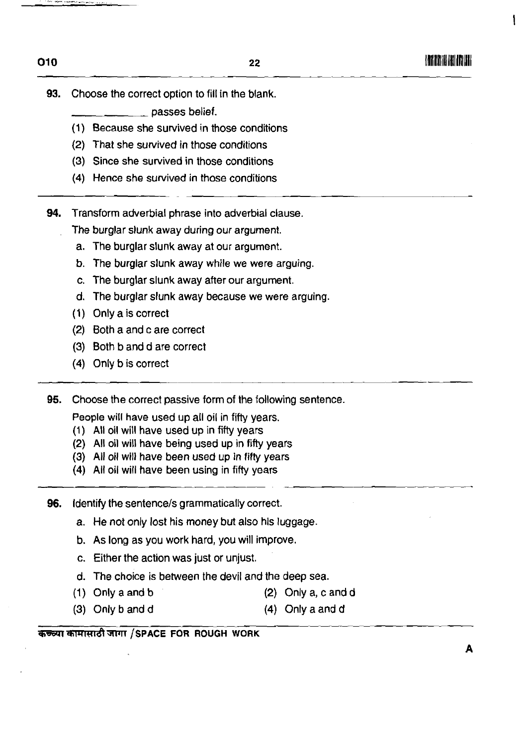93. Choose the correct option to fill in the blank.

_____________ passes belief.

(1) Because she survived in those conditions

(2) That she survived in those conditions

(3) Since she survived in those conditions

(4) Hence she survived in those conditions

---

94. Transform adverbial phrase into adverbial clause.

The burglar slunk away during our argument.

a. The burglar slunk away at our argument.

b. The burglar slunk away while we were arguing.

c. The burglar slunk away after our argument.

d. The burglar slunk away because we were arguing.

(1) Only a is correct

(2) Both a and c are correct

(3) Both b and d are correct

(4) Only b is correct

---

95. Choose the correct passive form of the following sentence.

People will have used up all oil in fifty years.

(1) All oil will have used up in fifty years

(2) All oil will have being used up in fifty years

(3) All oil will have been used up in fifty years

(4) All oil will have been using in fifty years

---

96. Identify the sentence/s grammatically correct.

a. He not only lost his money but also his luggage.

b. As long as you work hard, you will improve.

c. Either the action was just or unjust.

d. The choice is between the devil and the deep sea.

(1) Only a and b

(2) Only a, c and d

(3) Only b and d

(4) Only a and d

कच्च्या कामासाठी जागा /SPACE FOR ROUGH WORK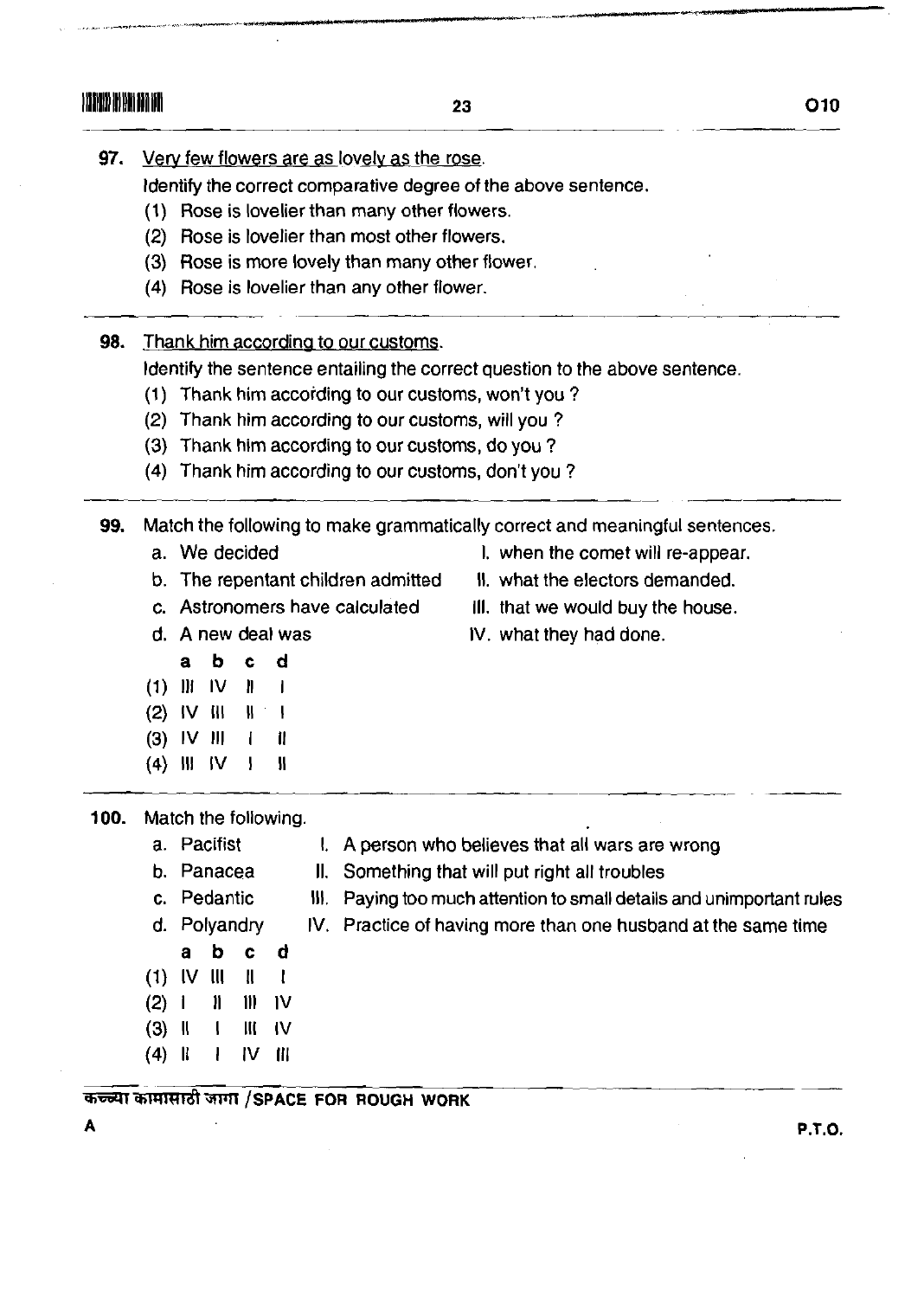**97.** Very few flowers are as lovely as the rose.

Identify the correct comparative degree of the above sentence.

(1) Rose is lovelier than many other flowers.

(2) Rose is lovelier than most other flowers.

(3) Rose is more lovely than many other flower.

(4) Rose is lovelier than any other flower.

---

**98.** Thank him according to our customs.

Identify the sentence entailing the correct question to the above sentence.

(1) Thank him according to our customs, won't you ?

(2) Thank him according to our customs, will you ?

(3) Thank him according to our customs, do you ?

(4) Thank him according to our customs, don't you ?

---

**99.** Match the following to make grammatically correct and meaningful sentences.

a. We decided — I. when the comet will re-appear.

b. The repentant children admitted — II. what the electors demanded.

c. Astronomers have calculated — III. that we would buy the house.

d. A new deal was — IV. what they had done.

| | a | b | c | d |
|---|---|---|---|---|
| (1) | III | IV | II | I |
| (2) | IV | III | II | I |
| (3) | IV | III | I | II |
| (4) | III | IV | I | II |

---

**100.** Match the following.

a. Pacifist — I. A person who believes that all wars are wrong

b. Panacea — II. Something that will put right all troubles

c. Pedantic — III. Paying too much attention to small details and unimportant rules

d. Polyandry — IV. Practice of having more than one husband at the same time

| | a | b | c | d |
|---|---|---|---|---|
| (1) | IV | III | II | I |
| (2) | I | II | III | IV |
| (3) | II | I | III | IV |
| (4) | II | I | IV | III |

कच्च्या कामासाठी जागा /SPACE FOR ROUGH WORK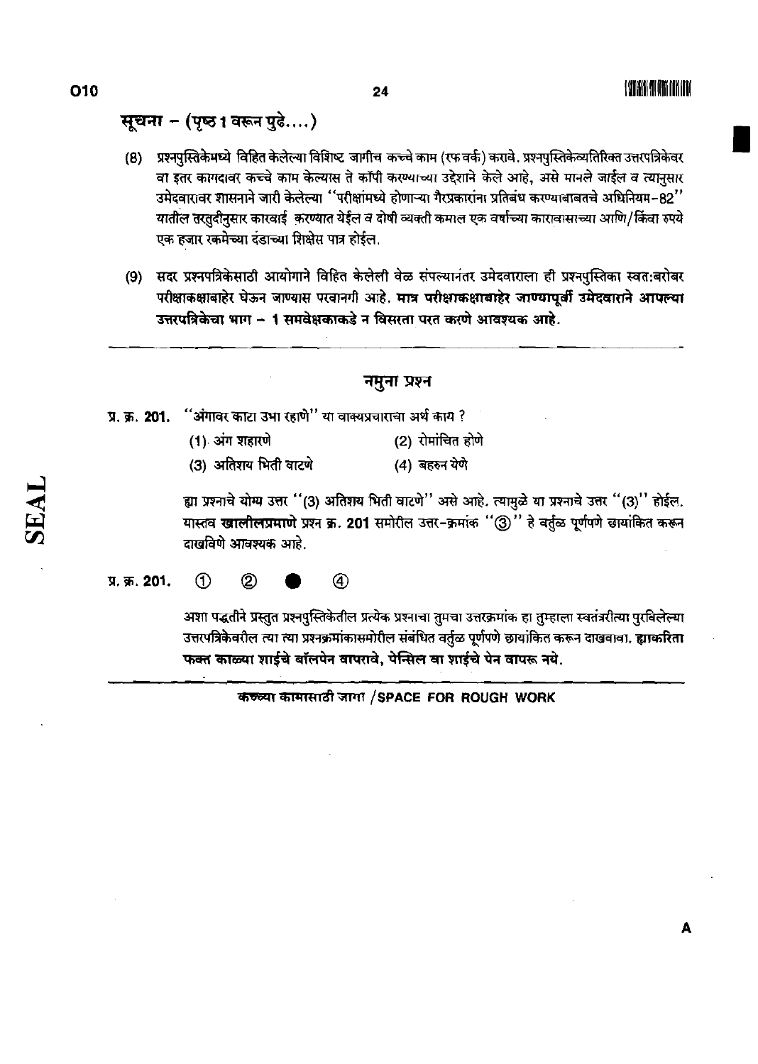## सूचना – (पृष्ठ 1 वरून पुढे....)

(8) प्रश्नपुस्तिकेमध्ये विहित केलेल्या विशिष्ट जागीच कच्चे काम (रफ वर्क) करावे. प्रश्नपुस्तिकेव्यतिरिक्त उत्तरपत्रिकेवर वा इतर कागदावर कच्चे काम केल्यास ते कॉपी करण्याच्या उद्देशाने केले आहे, असे मानले जाईल व त्यानुसार उमेदवारावर शासनाने जारी केलेल्या "परीक्षांमध्ये होणाऱ्या गैरप्रकारांना प्रतिबंध करण्याबाबतचे अधिनियम–82" यातील तरतुदीनुसार कारवाई करण्यात येईल व दोषी व्यक्ती कमाल एक वर्षाच्या कारावासाच्या आणि/किंवा रुपये एक हजार रकमेच्या दंडाच्या शिक्षेस पात्र होईल.

(9) सदर प्रश्नपत्रिकेसाठी आयोगाने विहित केलेली वेळ संपल्यानंतर उमेदवाराला ही प्रश्नपुस्तिका स्वत:बरोबर परीक्षाकक्षाबाहेर घेऊन जाण्यास परवानगी आहे. **मात्र परीक्षाकक्षाबाहेर जाण्यापूर्वी उमेदवाराने आपल्या उत्तरपत्रिकेचा भाग – 1 समवेक्षकाकडे न विसरता परत करणे आवश्यक आहे.**

## नमुना प्रश्न

प्र. क्र. 201. "अंगावर काटा उभा रहाणे" या वाक्यप्रचाराचा अर्थ काय ?

(1) अंग शहारणे (2) रोमांचित होणे

(3) अतिशय भिती वाटणे (4) बहरून येणे

ह्या प्रश्नाचे योग्य उत्तर "(3) अतिशय भिती वाटणे" असे आहे. त्यामुळे या प्रश्नाचे उत्तर "(3)" होईल. यास्तव **खालीलप्रमाणे** प्रश्न क्र. 201 समोरील उत्तर-क्रमांक "③" हे वर्तुळ पूर्णपणे छायांकित करून दाखविणे आवश्यक आहे.

प्र. क्र. 201. ① ② ● ④

अशा पद्धतीने प्रस्तुत प्रश्नपुस्तिकेतील प्रत्येक प्रश्नाचा तुमचा उत्तरक्रमांक हा तुम्हाला स्वतंत्ररीत्या पुरविलेल्या उत्तरपत्रिकेवरील त्या त्या प्रश्नक्रमांकासमोरील संबंधित वर्तुळ पूर्णपणे छायांकित करून दाखवावा. **ह्याकरिता फक्त काळ्या शाईचे बॉलपेन वापरावे, पेन्सिल वा शाईचे पेन वापरू नये.**

**कच्च्या कामासाठी जागा / SPACE FOR ROUGH WORK**